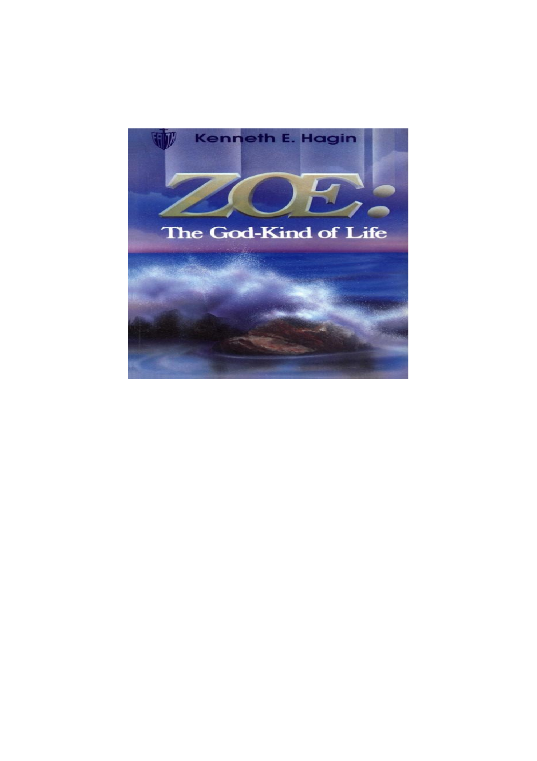Kenneth E. Hagin

# ZOE:

## The God-Kind of Life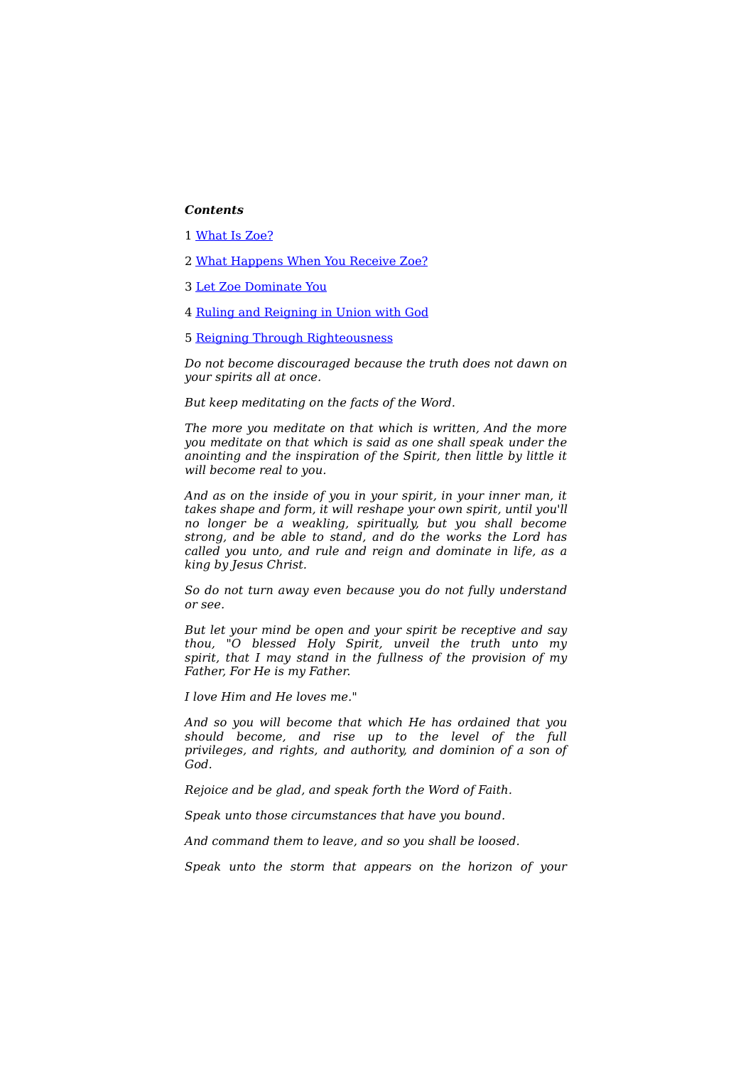***Contents***

1 [What Is Zoe?]

2 [What Happens When You Receive Zoe?]

3 [Let Zoe Dominate You]

4 [Ruling and Reigning in Union with God]

5 [Reigning Through Righteousness]

*Do not become discouraged because the truth does not dawn on your spirits all at once.*

*But keep meditating on the facts of the Word.*

*The more you meditate on that which is written, And the more you meditate on that which is said as one shall speak under the anointing and the inspiration of the Spirit, then little by little it will become real to you.*

*And as on the inside of you in your spirit, in your inner man, it takes shape and form, it will reshape your own spirit, until you'll no longer be a weakling, spiritually, but you shall become strong, and be able to stand, and do the works the Lord has called you unto, and rule and reign and dominate in life, as a king by Jesus Christ.*

*So do not turn away even because you do not fully understand or see.*

*But let your mind be open and your spirit be receptive and say thou, "O blessed Holy Spirit, unveil the truth unto my spirit, that I may stand in the fullness of the provision of my Father, For He is my Father.*

*I love Him and He loves me."*

*And so you will become that which He has ordained that you should become, and rise up to the level of the full privileges, and rights, and authority, and dominion of a son of God.*

*Rejoice and be glad, and speak forth the Word of Faith.*

*Speak unto those circumstances that have you bound.*

*And command them to leave, and so you shall be loosed.*

*Speak unto the storm that appears on the horizon of your*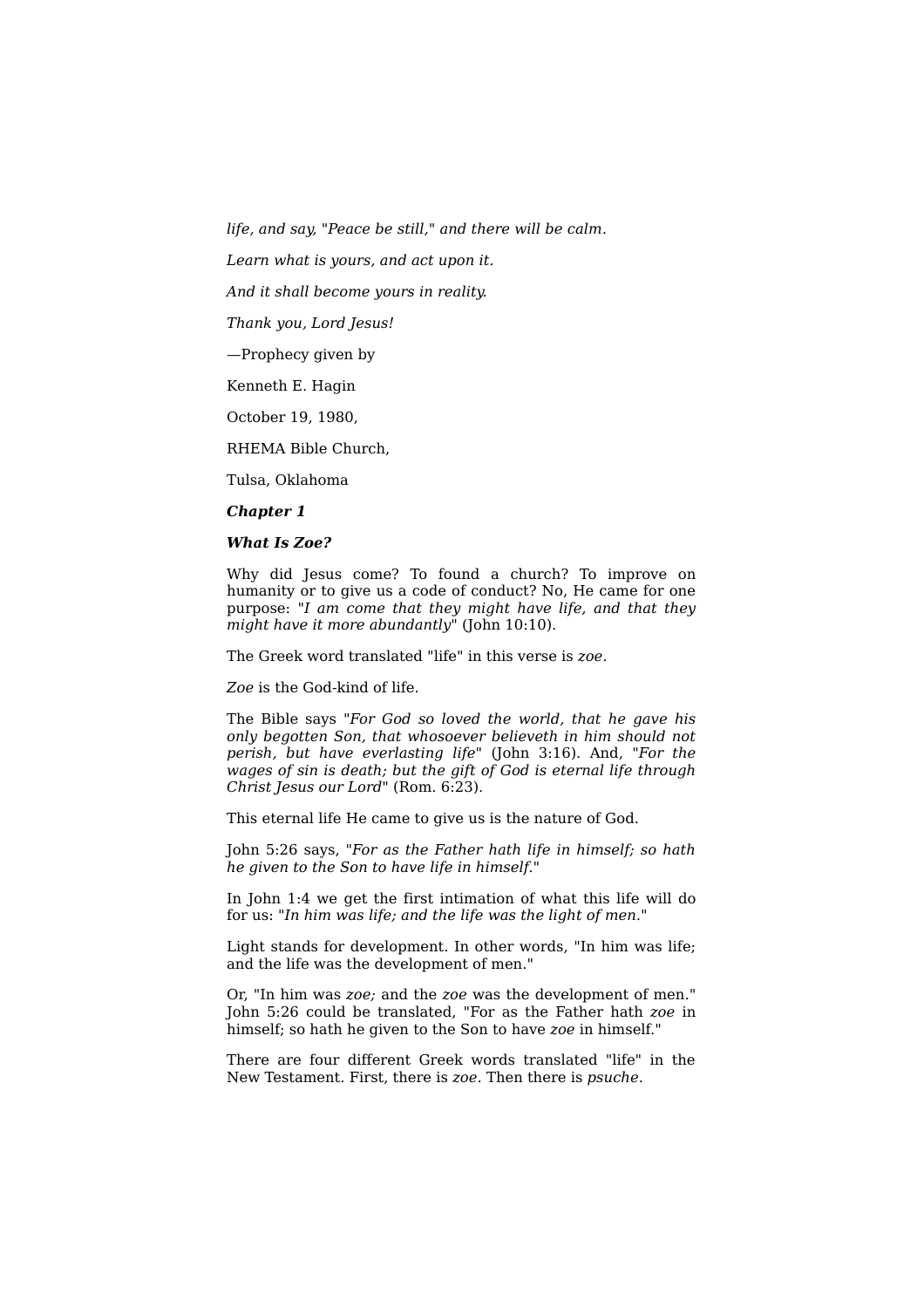*life, and say, "Peace be still," and there will be calm.*

*Learn what is yours, and act upon it.*

*And it shall become yours in reality.*

*Thank you, Lord Jesus!*

—Prophecy given by

Kenneth E. Hagin

October 19, 1980,

RHEMA Bible Church,

Tulsa, Oklahoma

## ***Chapter 1***

## ***What Is Zoe?***

Why did Jesus come? To found a church? To improve on humanity or to give us a code of conduct? No, He came for one purpose: "*I am come that they might have life, and that they might have it more abundantly*" (John 10:10).

The Greek word translated "life" in this verse is *zoe.*

*Zoe* is the God-kind of life.

The Bible says "*For God so loved the world, that he gave his only begotten Son, that whosoever believeth in him should not perish, but have everlasting life*" (John 3:16). And, "*For the wages of sin is death; but the gift of God is eternal life through Christ Jesus our Lord*" (Rom. 6:23).

This eternal life He came to give us is the nature of God.

John 5:26 says, "*For as the Father hath life in himself; so hath he given to the Son to have life in himself.*"

In John 1:4 we get the first intimation of what this life will do for us: "*In him was life; and the life was the light of men.*"

Light stands for development. In other words, "In him was life; and the life was the development of men."

Or, "In him was *zoe;* and the *zoe* was the development of men." John 5:26 could be translated, "For as the Father hath *zoe* in himself; so hath he given to the Son to have *zoe* in himself."

There are four different Greek words translated "life" in the New Testament. First, there is *zoe.* Then there is *psuche.*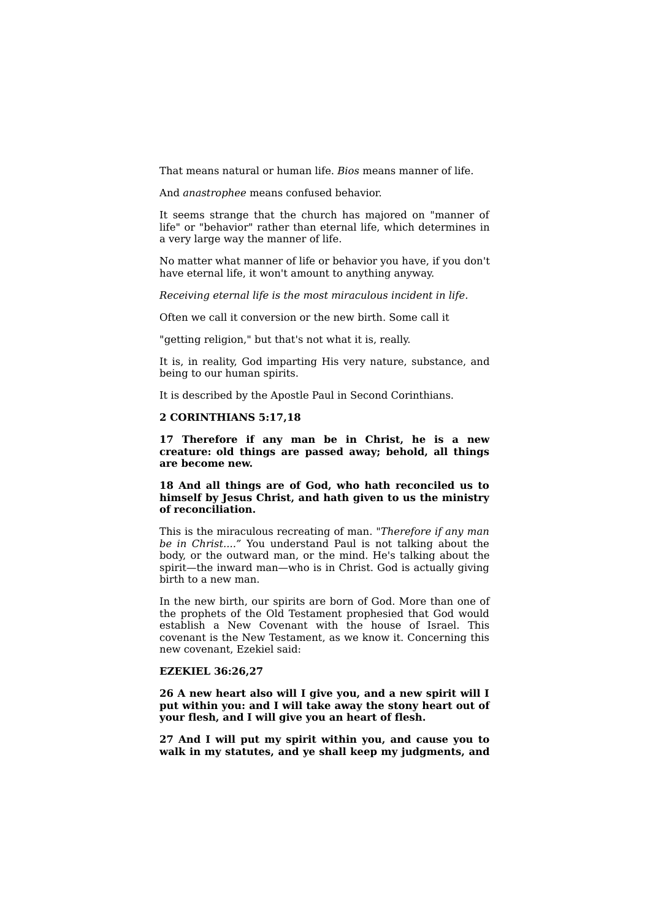That means natural or human life. *Bios* means manner of life.

And *anastrophee* means confused behavior.

It seems strange that the church has majored on "manner of life" or "behavior" rather than eternal life, which determines in a very large way the manner of life.

No matter what manner of life or behavior you have, if you don't have eternal life, it won't amount to anything anyway.

*Receiving eternal life is the most miraculous incident in life.*

Often we call it conversion or the new birth. Some call it

"getting religion," but that's not what it is, really.

It is, in reality, God imparting His very nature, substance, and being to our human spirits.

It is described by the Apostle Paul in Second Corinthians.

**2 CORINTHIANS 5:17,18**

**17 Therefore if any man be in Christ, he is a new creature: old things are passed away; behold, all things are become new.**

**18 And all things are of God, who hath reconciled us to himself by Jesus Christ, and hath given to us the ministry of reconciliation.**

This is the miraculous recreating of man. "*Therefore if any man be in Christ....*" You understand Paul is not talking about the body, or the outward man, or the mind. He's talking about the spirit—the inward man—who is in Christ. God is actually giving birth to a new man.

In the new birth, our spirits are born of God. More than one of the prophets of the Old Testament prophesied that God would establish a New Covenant with the house of Israel. This covenant is the New Testament, as we know it. Concerning this new covenant, Ezekiel said:

**EZEKIEL 36:26,27**

**26 A new heart also will I give you, and a new spirit will I put within you: and I will take away the stony heart out of your flesh, and I will give you an heart of flesh.**

**27 And I will put my spirit within you, and cause you to walk in my statutes, and ye shall keep my judgments, and**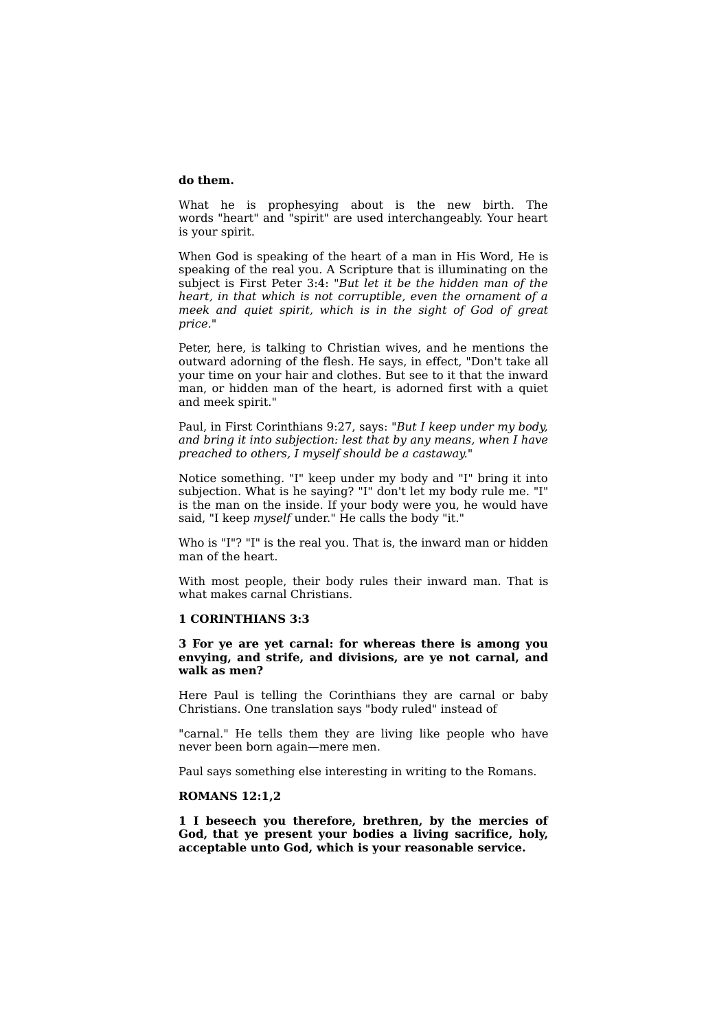**do them.**

What he is prophesying about is the new birth. The words "heart" and "spirit" are used interchangeably. Your heart is your spirit.

When God is speaking of the heart of a man in His Word, He is speaking of the real you. A Scripture that is illuminating on the subject is First Peter 3:4: "*But let it be the hidden man of the heart, in that which is not corruptible, even the ornament of a meek and quiet spirit, which is in the sight of God of great price.*"

Peter, here, is talking to Christian wives, and he mentions the outward adorning of the flesh. He says, in effect, "Don't take all your time on your hair and clothes. But see to it that the inward man, or hidden man of the heart, is adorned first with a quiet and meek spirit."

Paul, in First Corinthians 9:27, says: "*But I keep under my body, and bring it into subjection: lest that by any means, when I have preached to others, I myself should be a castaway.*"

Notice something. "I" keep under my body and "I" bring it into subjection. What is he saying? "I" don't let my body rule me. "I" is the man on the inside. If your body were you, he would have said, "I keep *myself* under." He calls the body "it."

Who is "I"? "I" is the real you. That is, the inward man or hidden man of the heart.

With most people, their body rules their inward man. That is what makes carnal Christians.

**1 CORINTHIANS 3:3**

**3 For ye are yet carnal: for whereas there is among you envying, and strife, and divisions, are ye not carnal, and walk as men?**

Here Paul is telling the Corinthians they are carnal or baby Christians. One translation says "body ruled" instead of "carnal." He tells them they are living like people who have never been born again—mere men.

Paul says something else interesting in writing to the Romans.

**ROMANS 12:1,2**

**1 I beseech you therefore, brethren, by the mercies of God, that ye present your bodies a living sacrifice, holy, acceptable unto God, which is your reasonable service.**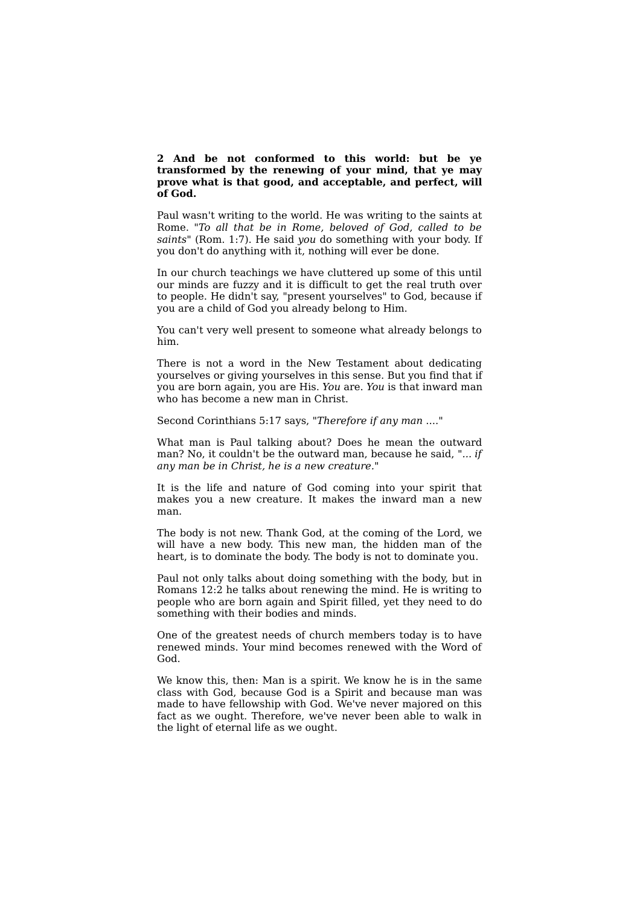**2 And be not conformed to this world: but be ye transformed by the renewing of your mind, that ye may prove what is that good, and acceptable, and perfect, will of God.**

Paul wasn't writing to the world. He was writing to the saints at Rome. "*To all that be in Rome, beloved of God, called to be saints*" (Rom. 1:7). He said *you* do something with your body. If you don't do anything with it, nothing will ever be done.

In our church teachings we have cluttered up some of this until our minds are fuzzy and it is difficult to get the real truth over to people. He didn't say, "present yourselves" to God, because if you are a child of God you already belong to Him.

You can't very well present to someone what already belongs to him.

There is not a word in the New Testament about dedicating yourselves or giving yourselves in this sense. But you find that if you are born again, you are His. *You* are. *You* is that inward man who has become a new man in Christ.

Second Corinthians 5:17 says, "*Therefore if any man* ...."

What man is Paul talking about? Does he mean the outward man? No, it couldn't be the outward man, because he said, "*... if any man be in Christ, he is a new creature*."

It is the life and nature of God coming into your spirit that makes you a new creature. It makes the inward man a new man.

The body is not new. Thank God, at the coming of the Lord, we will have a new body. This new man, the hidden man of the heart, is to dominate the body. The body is not to dominate you.

Paul not only talks about doing something with the body, but in Romans 12:2 he talks about renewing the mind. He is writing to people who are born again and Spirit filled, yet they need to do something with their bodies and minds.

One of the greatest needs of church members today is to have renewed minds. Your mind becomes renewed with the Word of God.

We know this, then: Man is a spirit. We know he is in the same class with God, because God is a Spirit and because man was made to have fellowship with God. We've never majored on this fact as we ought. Therefore, we've never been able to walk in the light of eternal life as we ought.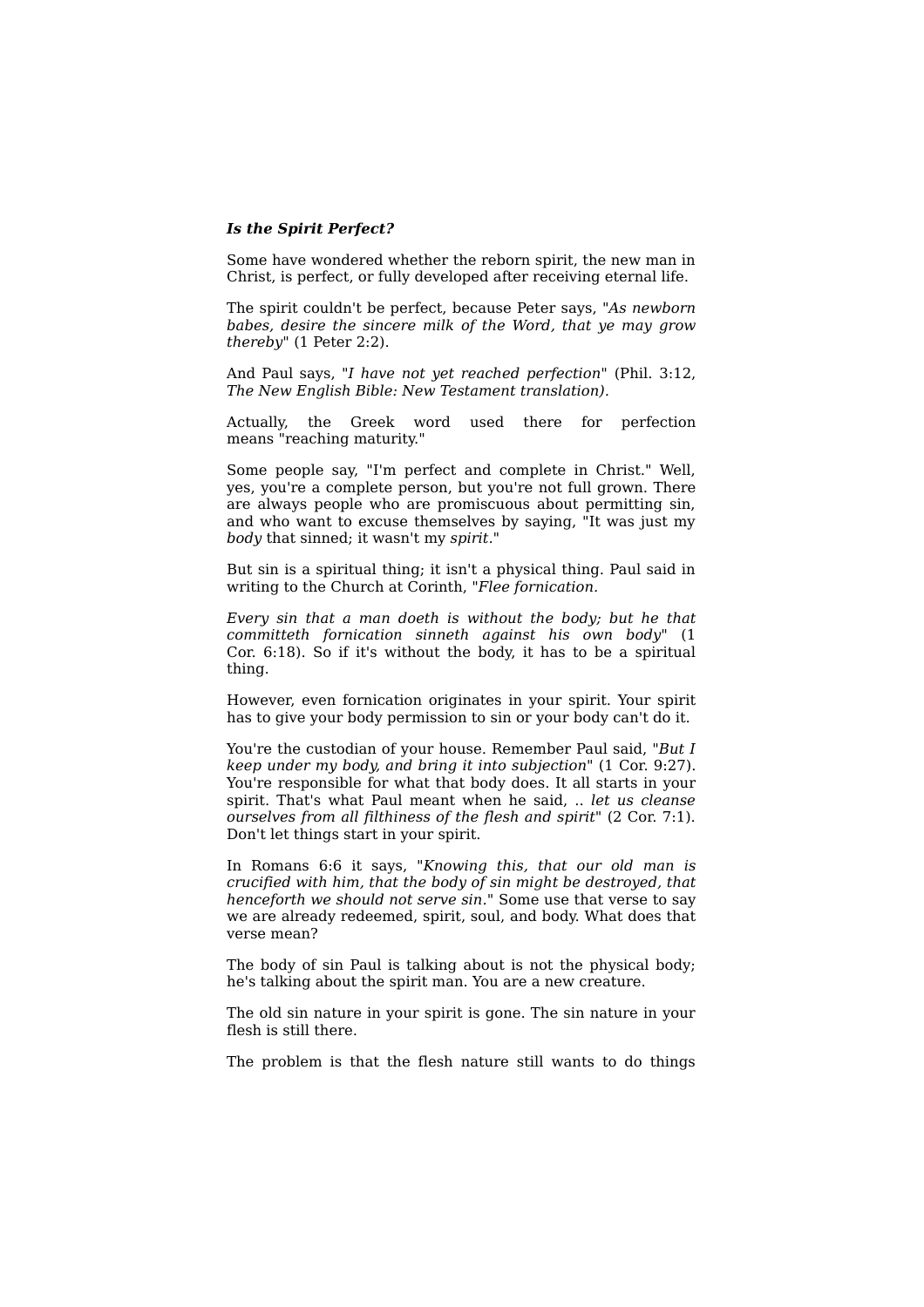***Is the Spirit Perfect?***

Some have wondered whether the reborn spirit, the new man in Christ, is perfect, or fully developed after receiving eternal life.

The spirit couldn't be perfect, because Peter says, "*As newborn babes, desire the sincere milk of the Word, that ye may grow thereby*" (1 Peter 2:2).

And Paul says, "*I have not yet reached perfection*" (Phil. 3:12, *The New English Bible: New Testament translation).*

Actually, the Greek word used there for perfection means "reaching maturity."

Some people say, "I'm perfect and complete in Christ." Well, yes, you're a complete person, but you're not full grown. There are always people who are promiscuous about permitting sin, and who want to excuse themselves by saying, "It was just my *body* that sinned; it wasn't my *spirit*."

But sin is a spiritual thing; it isn't a physical thing. Paul said in writing to the Church at Corinth, "*Flee fornication.*

*Every sin that a man doeth is without the body; but he that committeth fornication sinneth against his own body*" (1 Cor. 6:18). So if it's without the body, it has to be a spiritual thing.

However, even fornication originates in your spirit. Your spirit has to give your body permission to sin or your body can't do it.

You're the custodian of your house. Remember Paul said, "*But I keep under my body, and bring it into subjection*" (1 Cor. 9:27). You're responsible for what that body does. It all starts in your spirit. That's what Paul meant when he said, .. *let us cleanse ourselves from all filthiness of the flesh and spirit*" (2 Cor. 7:1). Don't let things start in your spirit.

In Romans 6:6 it says, "*Knowing this, that our old man is crucified with him, that the body of sin might be destroyed, that henceforth we should not serve sin.*" Some use that verse to say we are already redeemed, spirit, soul, and body. What does that verse mean?

The body of sin Paul is talking about is not the physical body; he's talking about the spirit man. You are a new creature.

The old sin nature in your spirit is gone. The sin nature in your flesh is still there.

The problem is that the flesh nature still wants to do things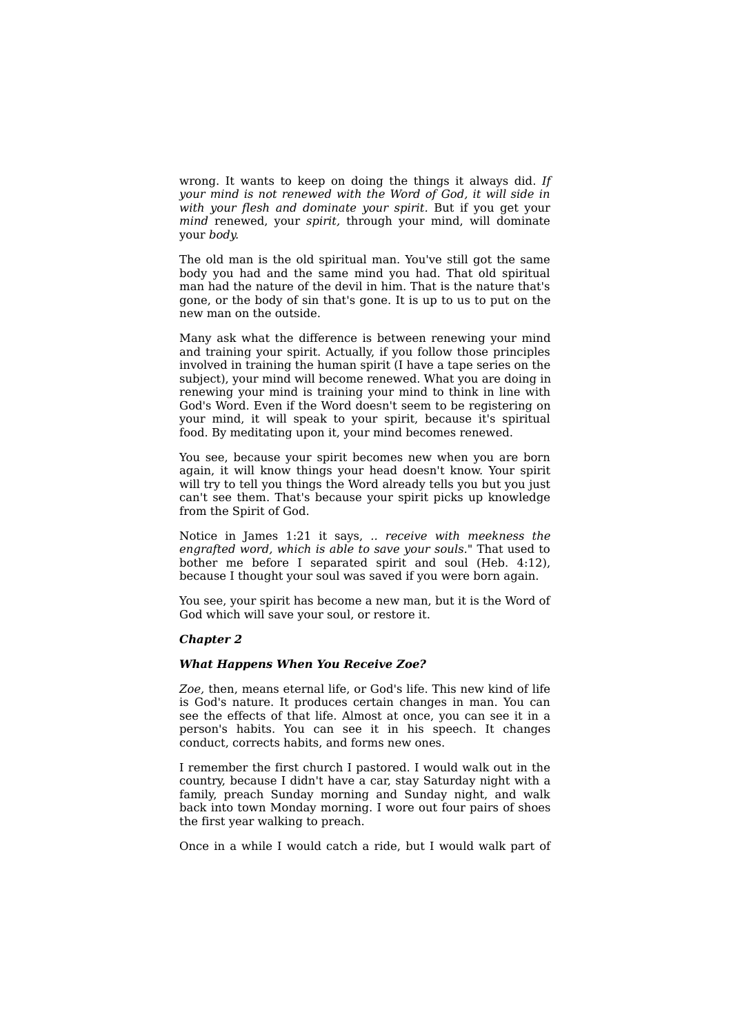wrong. It wants to keep on doing the things it always did. *If your mind is not renewed with the Word of God, it will side in with your flesh and dominate your spirit*. But if you get your *mind* renewed, your *spirit,* through your mind, will dominate your *body.*

The old man is the old spiritual man. You've still got the same body you had and the same mind you had. That old spiritual man had the nature of the devil in him. That is the nature that's gone, or the body of sin that's gone. It is up to us to put on the new man on the outside.

Many ask what the difference is between renewing your mind and training your spirit. Actually, if you follow those principles involved in training the human spirit (I have a tape series on the subject), your mind will become renewed. What you are doing in renewing your mind is training your mind to think in line with God's Word. Even if the Word doesn't seem to be registering on your mind, it will speak to your spirit, because it's spiritual food. By meditating upon it, your mind becomes renewed.

You see, because your spirit becomes new when you are born again, it will know things your head doesn't know. Your spirit will try to tell you things the Word already tells you but you just can't see them. That's because your spirit picks up knowledge from the Spirit of God.

Notice in James 1:21 it says, .. *receive with meekness the engrafted word, which is able to save your souls.*" That used to bother me before I separated spirit and soul (Heb. 4:12), because I thought your soul was saved if you were born again.

You see, your spirit has become a new man, but it is the Word of God which will save your soul, or restore it.

## *Chapter 2*

### *What Happens When You Receive Zoe?*

*Zoe,* then, means eternal life, or God's life. This new kind of life is God's nature. It produces certain changes in man. You can see the effects of that life. Almost at once, you can see it in a person's habits. You can see it in his speech. It changes conduct, corrects habits, and forms new ones.

I remember the first church I pastored. I would walk out in the country, because I didn't have a car, stay Saturday night with a family, preach Sunday morning and Sunday night, and walk back into town Monday morning. I wore out four pairs of shoes the first year walking to preach.

Once in a while I would catch a ride, but I would walk part of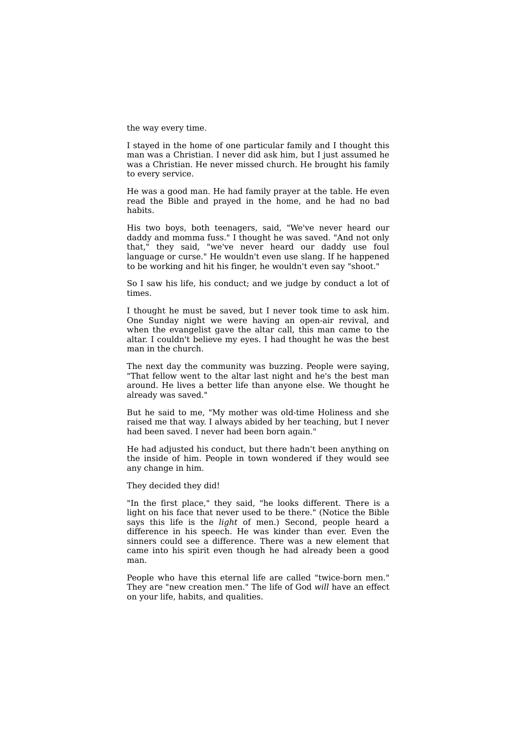the way every time.

I stayed in the home of one particular family and I thought this man was a Christian. I never did ask him, but I just assumed he was a Christian. He never missed church. He brought his family to every service.

He was a good man. He had family prayer at the table. He even read the Bible and prayed in the home, and he had no bad habits.

His two boys, both teenagers, said, "We've never heard our daddy and momma fuss." I thought he was saved. "And not only that," they said, "we've never heard our daddy use foul language or curse." He wouldn't even use slang. If he happened to be working and hit his finger, he wouldn't even say "shoot."

So I saw his life, his conduct; and we judge by conduct a lot of times.

I thought he must be saved, but I never took time to ask him. One Sunday night we were having an open-air revival, and when the evangelist gave the altar call, this man came to the altar. I couldn't believe my eyes. I had thought he was the best man in the church.

The next day the community was buzzing. People were saying, "That fellow went to the altar last night and he's the best man around. He lives a better life than anyone else. We thought he already was saved."

But he said to me, "My mother was old-time Holiness and she raised me that way. I always abided by her teaching, but I never had been saved. I never had been born again."

He had adjusted his conduct, but there hadn't been anything on the inside of him. People in town wondered if they would see any change in him.

They decided they did!

"In the first place," they said, "he looks different. There is a light on his face that never used to be there." (Notice the Bible says this life is the *light* of men.) Second, people heard a difference in his speech. He was kinder than ever. Even the sinners could see a difference. There was a new element that came into his spirit even though he had already been a good man.

People who have this eternal life are called "twice-born men." They are "new creation men." The life of God *will* have an effect on your life, habits, and qualities.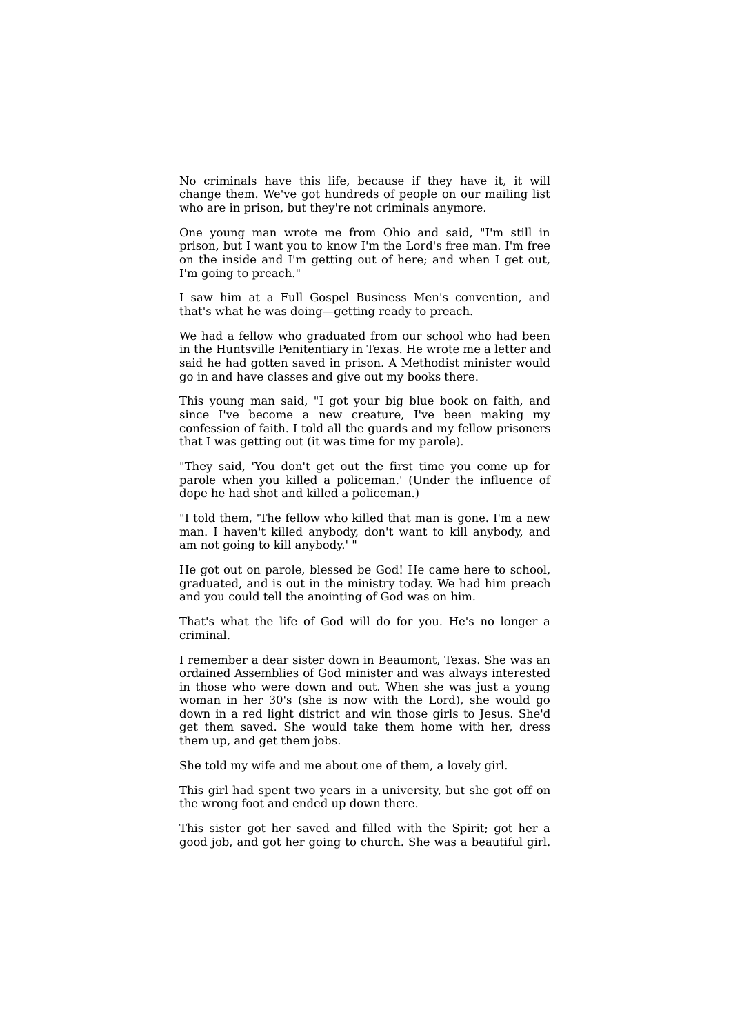No criminals have this life, because if they have it, it will change them. We've got hundreds of people on our mailing list who are in prison, but they're not criminals anymore.

One young man wrote me from Ohio and said, "I'm still in prison, but I want you to know I'm the Lord's free man. I'm free on the inside and I'm getting out of here; and when I get out, I'm going to preach."

I saw him at a Full Gospel Business Men's convention, and that's what he was doing—getting ready to preach.

We had a fellow who graduated from our school who had been in the Huntsville Penitentiary in Texas. He wrote me a letter and said he had gotten saved in prison. A Methodist minister would go in and have classes and give out my books there.

This young man said, "I got your big blue book on faith, and since I've become a new creature, I've been making my confession of faith. I told all the guards and my fellow prisoners that I was getting out (it was time for my parole).

"They said, 'You don't get out the first time you come up for parole when you killed a policeman.' (Under the influence of dope he had shot and killed a policeman.)

"I told them, 'The fellow who killed that man is gone. I'm a new man. I haven't killed anybody, don't want to kill anybody, and am not going to kill anybody.' "

He got out on parole, blessed be God! He came here to school, graduated, and is out in the ministry today. We had him preach and you could tell the anointing of God was on him.

That's what the life of God will do for you. He's no longer a criminal.

I remember a dear sister down in Beaumont, Texas. She was an ordained Assemblies of God minister and was always interested in those who were down and out. When she was just a young woman in her 30's (she is now with the Lord), she would go down in a red light district and win those girls to Jesus. She'd get them saved. She would take them home with her, dress them up, and get them jobs.

She told my wife and me about one of them, a lovely girl.

This girl had spent two years in a university, but she got off on the wrong foot and ended up down there.

This sister got her saved and filled with the Spirit; got her a good job, and got her going to church. She was a beautiful girl.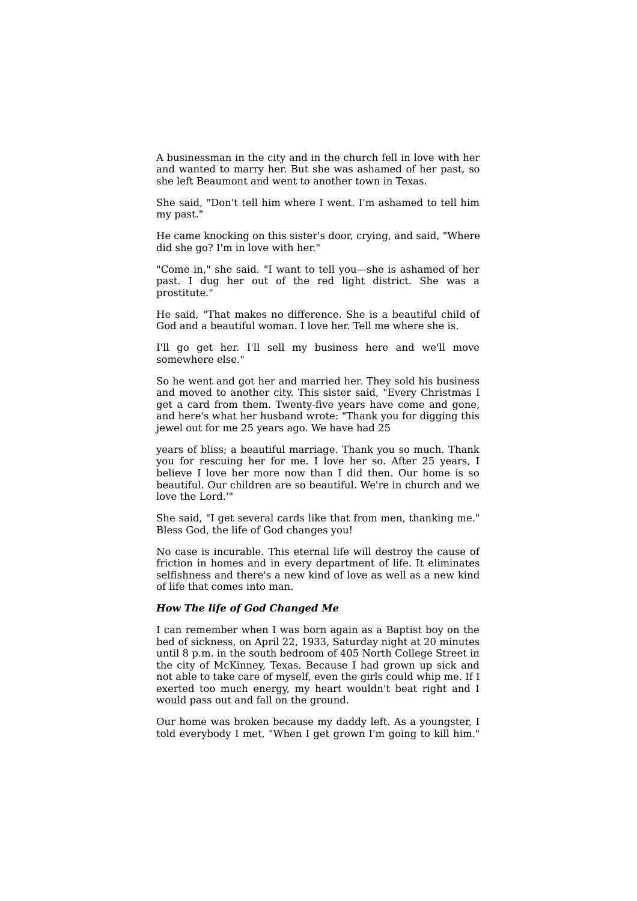A businessman in the city and in the church fell in love with her and wanted to marry her. But she was ashamed of her past, so she left Beaumont and went to another town in Texas.

She said, "Don't tell him where I went. I'm ashamed to tell him my past."

He came knocking on this sister's door, crying, and said, "Where did she go? I'm in love with her."

"Come in," she said. "I want to tell you—she is ashamed of her past. I dug her out of the red light district. She was a prostitute."

He said, "That makes no difference. She is a beautiful child of God and a beautiful woman. I love her. Tell me where she is.

I'll go get her. I'll sell my business here and we'll move somewhere else."

So he went and got her and married her. They sold his business and moved to another city. This sister said, "Every Christmas I get a card from them. Twenty-five years have come and gone, and here's what her husband wrote: "Thank you for digging this jewel out for me 25 years ago. We have had 25

years of bliss; a beautiful marriage. Thank you so much. Thank you for rescuing her for me. I love her so. After 25 years, I believe I love her more now than I did then. Our home is so beautiful. Our children are so beautiful. We're in church and we love the Lord.'"

She said, "I get several cards like that from men, thanking me." Bless God, the life of God changes you!

No case is incurable. This eternal life will destroy the cause of friction in homes and in every department of life. It eliminates selfishness and there's a new kind of love as well as a new kind of life that comes into man.

***How The life of God Changed Me***

I can remember when I was born again as a Baptist boy on the bed of sickness, on April 22, 1933, Saturday night at 20 minutes until 8 p.m. in the south bedroom of 405 North College Street in the city of McKinney, Texas. Because I had grown up sick and not able to take care of myself, even the girls could whip me. If I exerted too much energy, my heart wouldn't beat right and I would pass out and fall on the ground.

Our home was broken because my daddy left. As a youngster, I told everybody I met, "When I get grown I'm going to kill him."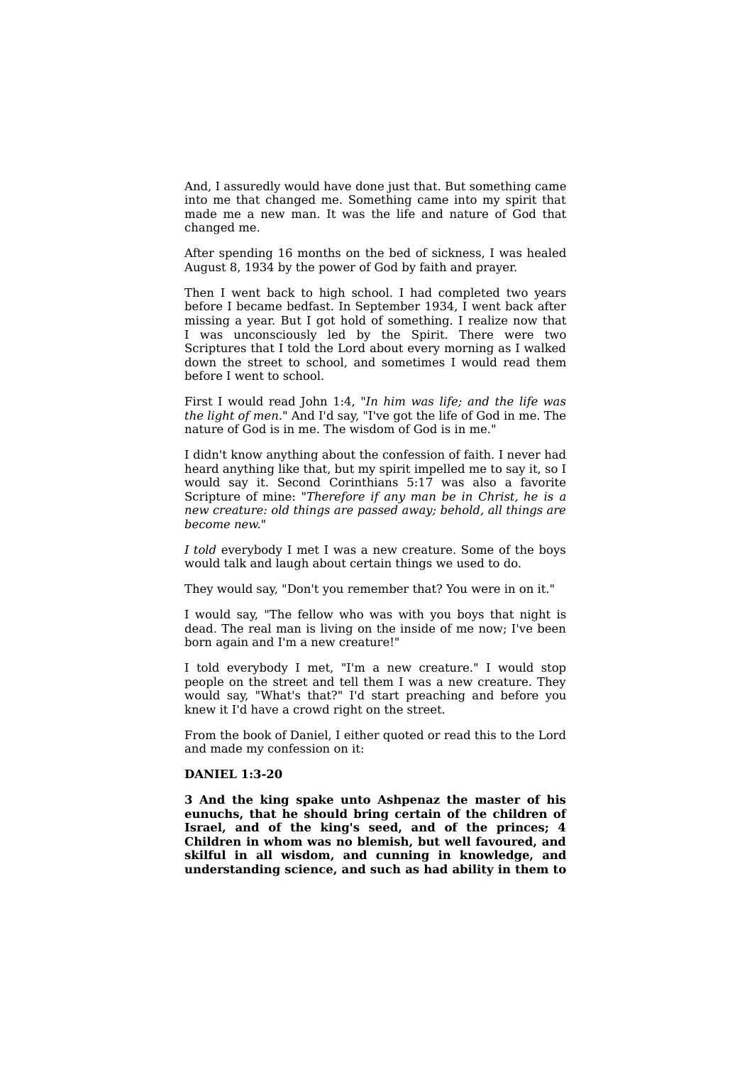And, I assuredly would have done just that. But something came into me that changed me. Something came into my spirit that made me a new man. It was the life and nature of God that changed me.

After spending 16 months on the bed of sickness, I was healed August 8, 1934 by the power of God by faith and prayer.

Then I went back to high school. I had completed two years before I became bedfast. In September 1934, I went back after missing a year. But I got hold of something. I realize now that I was unconsciously led by the Spirit. There were two Scriptures that I told the Lord about every morning as I walked down the street to school, and sometimes I would read them before I went to school.

First I would read John 1:4, "*In him was life; and the life was the light of men.*" And I'd say, "I've got the life of God in me. The nature of God is in me. The wisdom of God is in me."

I didn't know anything about the confession of faith. I never had heard anything like that, but my spirit impelled me to say it, so I would say it. Second Corinthians 5:17 was also a favorite Scripture of mine: "*Therefore if any man be in Christ, he is a new creature: old things are passed away; behold, all things are become new.*"

*I told* everybody I met I was a new creature. Some of the boys would talk and laugh about certain things we used to do.

They would say, "Don't you remember that? You were in on it."

I would say, "The fellow who was with you boys that night is dead. The real man is living on the inside of me now; I've been born again and I'm a new creature!"

I told everybody I met, "I'm a new creature." I would stop people on the street and tell them I was a new creature. They would say, "What's that?" I'd start preaching and before you knew it I'd have a crowd right on the street.

From the book of Daniel, I either quoted or read this to the Lord and made my confession on it:

**DANIEL 1:3-20**

**3 And the king spake unto Ashpenaz the master of his eunuchs, that he should bring certain of the children of Israel, and of the king's seed, and of the princes; 4 Children in whom was no blemish, but well favoured, and skilful in all wisdom, and cunning in knowledge, and understanding science, and such as had ability in them to**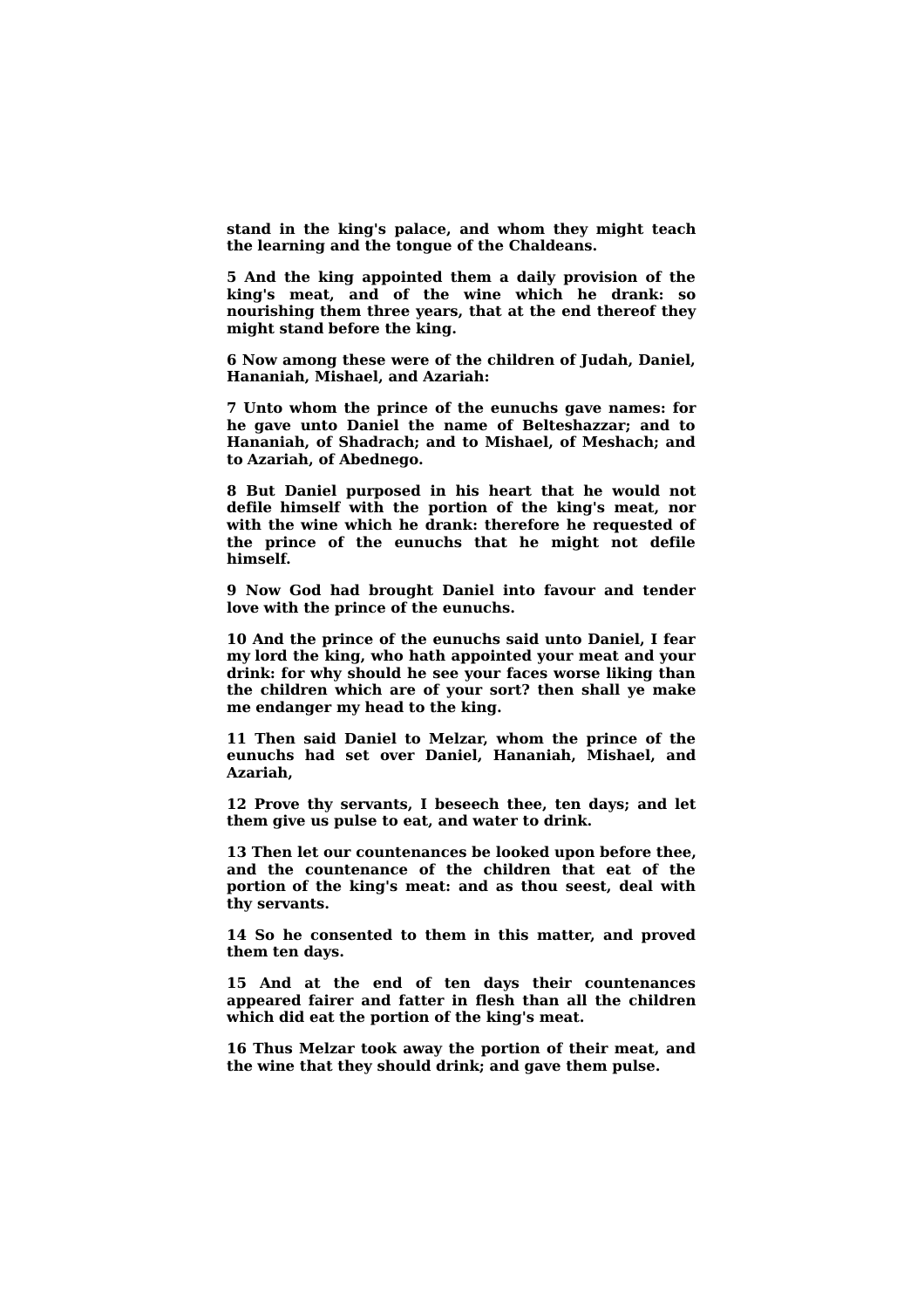**stand in the king's palace, and whom they might teach the learning and the tongue of the Chaldeans.**

**5 And the king appointed them a daily provision of the king's meat, and of the wine which he drank: so nourishing them three years, that at the end thereof they might stand before the king.**

**6 Now among these were of the children of Judah, Daniel, Hananiah, Mishael, and Azariah:**

**7 Unto whom the prince of the eunuchs gave names: for he gave unto Daniel the name of Belteshazzar; and to Hananiah, of Shadrach; and to Mishael, of Meshach; and to Azariah, of Abednego.**

**8 But Daniel purposed in his heart that he would not defile himself with the portion of the king's meat, nor with the wine which he drank: therefore he requested of the prince of the eunuchs that he might not defile himself.**

**9 Now God had brought Daniel into favour and tender love with the prince of the eunuchs.**

**10 And the prince of the eunuchs said unto Daniel, I fear my lord the king, who hath appointed your meat and your drink: for why should he see your faces worse liking than the children which are of your sort? then shall ye make me endanger my head to the king.**

**11 Then said Daniel to Melzar, whom the prince of the eunuchs had set over Daniel, Hananiah, Mishael, and Azariah,**

**12 Prove thy servants, I beseech thee, ten days; and let them give us pulse to eat, and water to drink.**

**13 Then let our countenances be looked upon before thee, and the countenance of the children that eat of the portion of the king's meat: and as thou seest, deal with thy servants.**

**14 So he consented to them in this matter, and proved them ten days.**

**15 And at the end of ten days their countenances appeared fairer and fatter in flesh than all the children which did eat the portion of the king's meat.**

**16 Thus Melzar took away the portion of their meat, and the wine that they should drink; and gave them pulse.**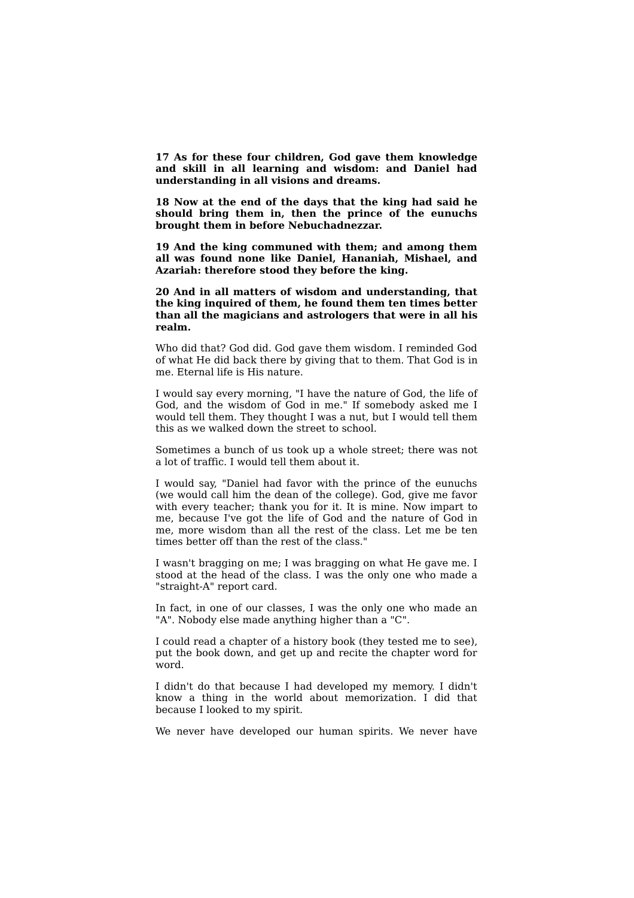**17 As for these four children, God gave them knowledge and skill in all learning and wisdom: and Daniel had understanding in all visions and dreams.**

**18 Now at the end of the days that the king had said he should bring them in, then the prince of the eunuchs brought them in before Nebuchadnezzar.**

**19 And the king communed with them; and among them all was found none like Daniel, Hananiah, Mishael, and Azariah: therefore stood they before the king.**

**20 And in all matters of wisdom and understanding, that the king inquired of them, he found them ten times better than all the magicians and astrologers that were in all his realm.**

Who did that? God did. God gave them wisdom. I reminded God of what He did back there by giving that to them. That God is in me. Eternal life is His nature.

I would say every morning, "I have the nature of God, the life of God, and the wisdom of God in me." If somebody asked me I would tell them. They thought I was a nut, but I would tell them this as we walked down the street to school.

Sometimes a bunch of us took up a whole street; there was not a lot of traffic. I would tell them about it.

I would say, "Daniel had favor with the prince of the eunuchs (we would call him the dean of the college). God, give me favor with every teacher; thank you for it. It is mine. Now impart to me, because I've got the life of God and the nature of God in me, more wisdom than all the rest of the class. Let me be ten times better off than the rest of the class."

I wasn't bragging on me; I was bragging on what He gave me. I stood at the head of the class. I was the only one who made a "straight-A" report card.

In fact, in one of our classes, I was the only one who made an "A". Nobody else made anything higher than a "C".

I could read a chapter of a history book (they tested me to see), put the book down, and get up and recite the chapter word for word.

I didn't do that because I had developed my memory. I didn't know a thing in the world about memorization. I did that because I looked to my spirit.

We never have developed our human spirits. We never have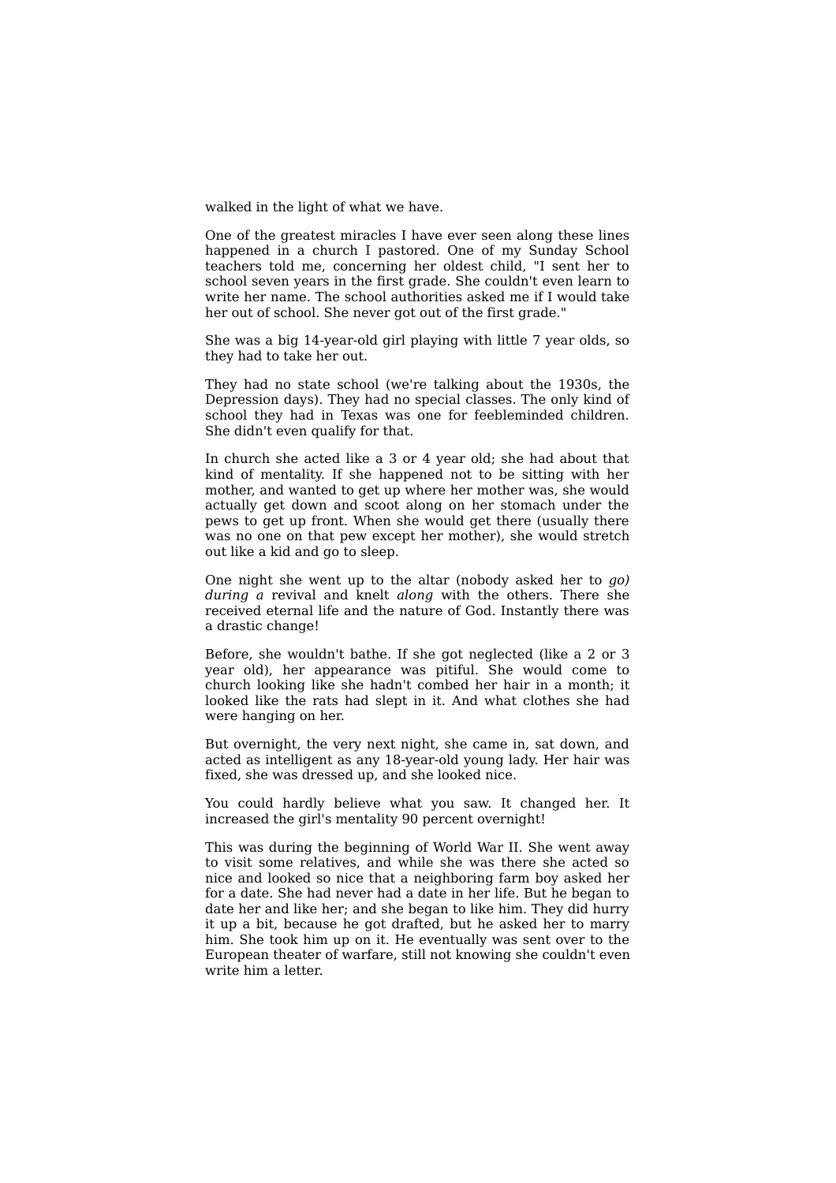walked in the light of what we have.

One of the greatest miracles I have ever seen along these lines happened in a church I pastored. One of my Sunday School teachers told me, concerning her oldest child, "I sent her to school seven years in the first grade. She couldn't even learn to write her name. The school authorities asked me if I would take her out of school. She never got out of the first grade."

She was a big 14-year-old girl playing with little 7 year olds, so they had to take her out.

They had no state school (we're talking about the 1930s, the Depression days). They had no special classes. The only kind of school they had in Texas was one for feebleminded children. She didn't even qualify for that.

In church she acted like a 3 or 4 year old; she had about that kind of mentality. If she happened not to be sitting with her mother, and wanted to get up where her mother was, she would actually get down and scoot along on her stomach under the pews to get up front. When she would get there (usually there was no one on that pew except her mother), she would stretch out like a kid and go to sleep.

One night she went up to the altar (nobody asked her to *go) during a* revival and knelt *along* with the others. There she received eternal life and the nature of God. Instantly there was a drastic change!

Before, she wouldn't bathe. If she got neglected (like a 2 or 3 year old), her appearance was pitiful. She would come to church looking like she hadn't combed her hair in a month; it looked like the rats had slept in it. And what clothes she had were hanging on her.

But overnight, the very next night, she came in, sat down, and acted as intelligent as any 18-year-old young lady. Her hair was fixed, she was dressed up, and she looked nice.

You could hardly believe what you saw. It changed her. It increased the girl's mentality 90 percent overnight!

This was during the beginning of World War II. She went away to visit some relatives, and while she was there she acted so nice and looked so nice that a neighboring farm boy asked her for a date. She had never had a date in her life. But he began to date her and like her; and she began to like him. They did hurry it up a bit, because he got drafted, but he asked her to marry him. She took him up on it. He eventually was sent over to the European theater of warfare, still not knowing she couldn't even write him a letter.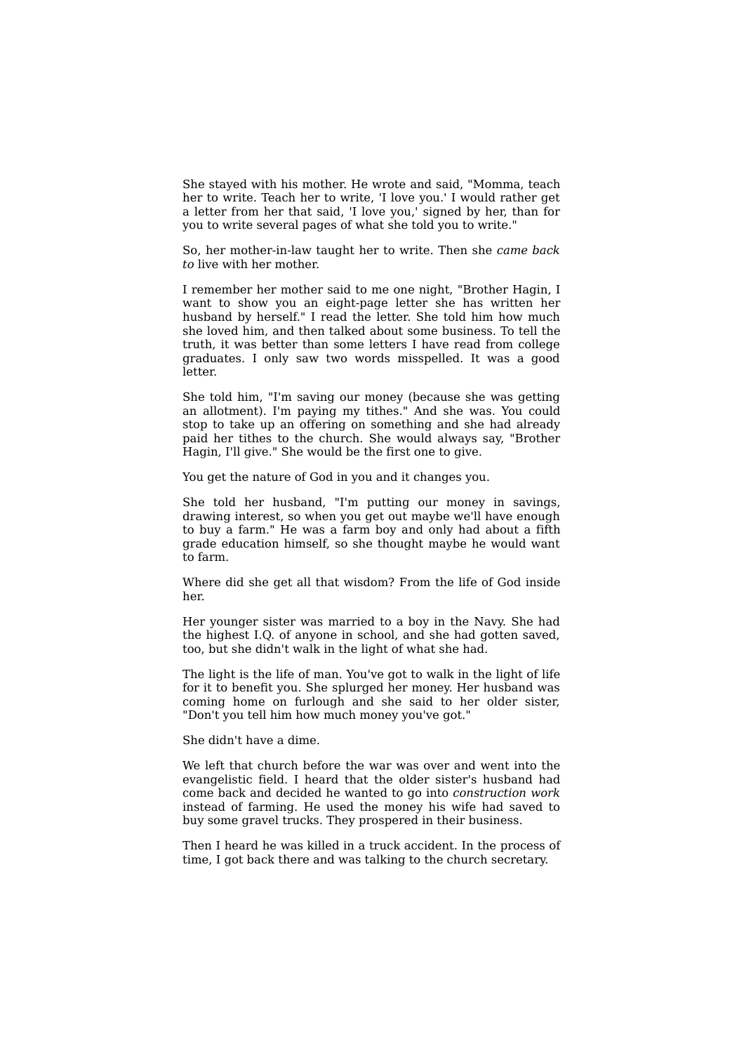She stayed with his mother. He wrote and said, "Momma, teach her to write. Teach her to write, 'I love you.' I would rather get a letter from her that said, 'I love you,' signed by her, than for you to write several pages of what she told you to write."

So, her mother-in-law taught her to write. Then she *came back to* live with her mother.

I remember her mother said to me one night, "Brother Hagin, I want to show you an eight-page letter she has written her husband by herself." I read the letter. She told him how much she loved him, and then talked about some business. To tell the truth, it was better than some letters I have read from college graduates. I only saw two words misspelled. It was a good letter.

She told him, "I'm saving our money (because she was getting an allotment). I'm paying my tithes." And she was. You could stop to take up an offering on something and she had already paid her tithes to the church. She would always say, "Brother Hagin, I'll give." She would be the first one to give.

You get the nature of God in you and it changes you.

She told her husband, "I'm putting our money in savings, drawing interest, so when you get out maybe we'll have enough to buy a farm." He was a farm boy and only had about a fifth grade education himself, so she thought maybe he would want to farm.

Where did she get all that wisdom? From the life of God inside her.

Her younger sister was married to a boy in the Navy. She had the highest I.Q. of anyone in school, and she had gotten saved, too, but she didn't walk in the light of what she had.

The light is the life of man. You've got to walk in the light of life for it to benefit you. She splurged her money. Her husband was coming home on furlough and she said to her older sister, "Don't you tell him how much money you've got."

She didn't have a dime.

We left that church before the war was over and went into the evangelistic field. I heard that the older sister's husband had come back and decided he wanted to go into *construction work* instead of farming. He used the money his wife had saved to buy some gravel trucks. They prospered in their business.

Then I heard he was killed in a truck accident. In the process of time, I got back there and was talking to the church secretary.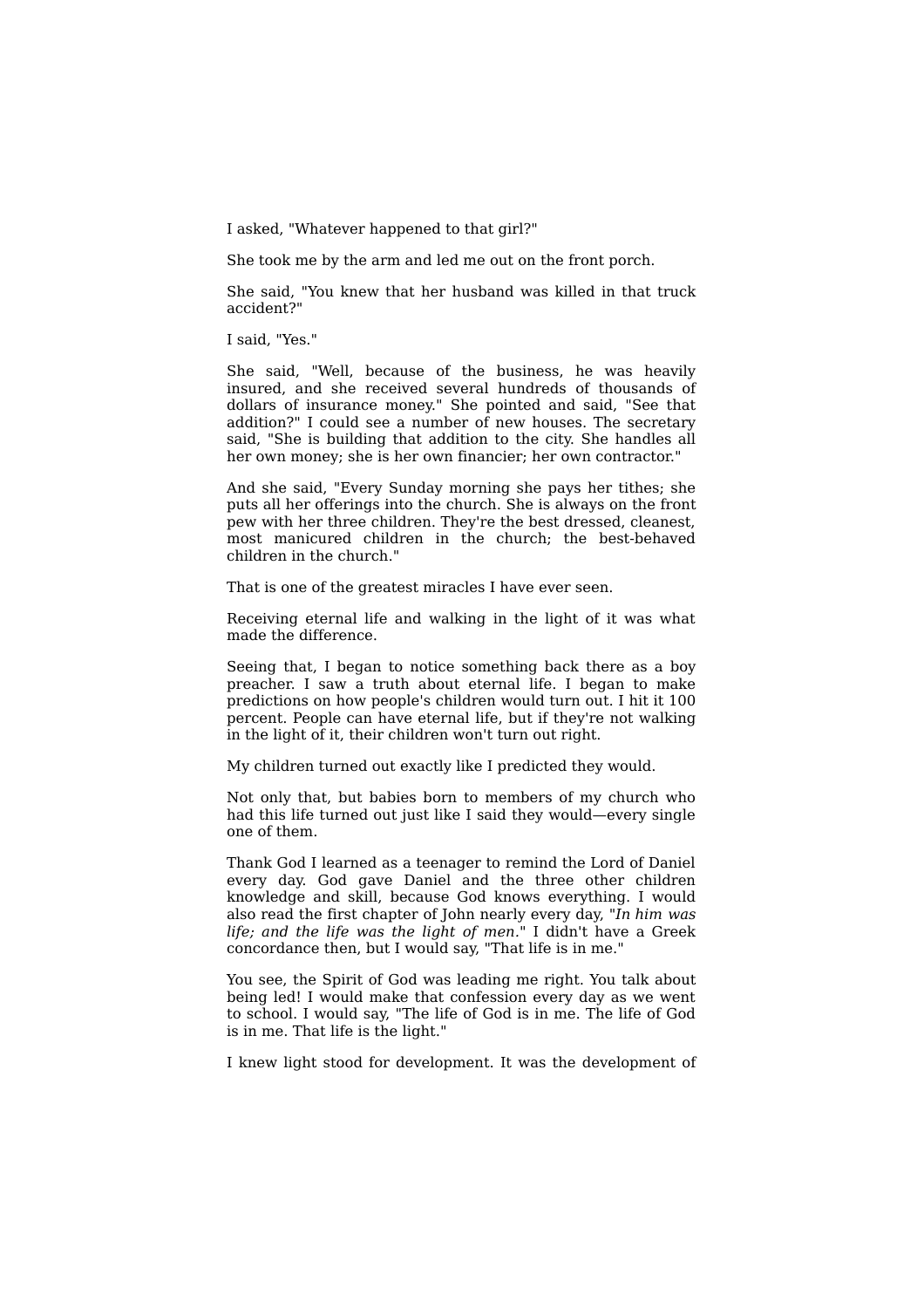I asked, "Whatever happened to that girl?"

She took me by the arm and led me out on the front porch.

She said, "You knew that her husband was killed in that truck accident?"

I said, "Yes."

She said, "Well, because of the business, he was heavily insured, and she received several hundreds of thousands of dollars of insurance money." She pointed and said, "See that addition?" I could see a number of new houses. The secretary said, "She is building that addition to the city. She handles all her own money; she is her own financier; her own contractor."

And she said, "Every Sunday morning she pays her tithes; she puts all her offerings into the church. She is always on the front pew with her three children. They're the best dressed, cleanest, most manicured children in the church; the best-behaved children in the church."

That is one of the greatest miracles I have ever seen.

Receiving eternal life and walking in the light of it was what made the difference.

Seeing that, I began to notice something back there as a boy preacher. I saw a truth about eternal life. I began to make predictions on how people's children would turn out. I hit it 100 percent. People can have eternal life, but if they're not walking in the light of it, their children won't turn out right.

My children turned out exactly like I predicted they would.

Not only that, but babies born to members of my church who had this life turned out just like I said they would—every single one of them.

Thank God I learned as a teenager to remind the Lord of Daniel every day. God gave Daniel and the three other children knowledge and skill, because God knows everything. I would also read the first chapter of John nearly every day, "*In him was life; and the life was the light of men*." I didn't have a Greek concordance then, but I would say, "That life is in me."

You see, the Spirit of God was leading me right. You talk about being led! I would make that confession every day as we went to school. I would say, "The life of God is in me. The life of God is in me. That life is the light."

I knew light stood for development. It was the development of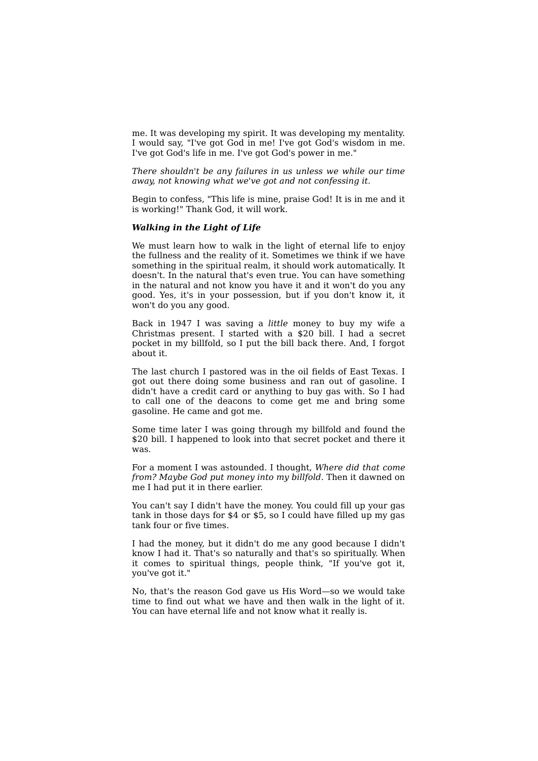me. It was developing my spirit. It was developing my mentality. I would say, "I've got God in me! I've got God's wisdom in me. I've got God's life in me. I've got God's power in me."

*There shouldn't be any failures in us unless we while our time away, not knowing what we've got and not confessing it.*

Begin to confess, "This life is mine, praise God! It is in me and it is working!" Thank God, it will work.

***Walking in the Light of Life***

We must learn how to walk in the light of eternal life to enjoy the fullness and the reality of it. Sometimes we think if we have something in the spiritual realm, it should work automatically. It doesn't. In the natural that's even true. You can have something in the natural and not know you have it and it won't do you any good. Yes, it's in your possession, but if you don't know it, it won't do you any good.

Back in 1947 I was saving a *little* money to buy my wife a Christmas present. I started with a $20 bill. I had a secret pocket in my billfold, so I put the bill back there. And, I forgot about it.

The last church I pastored was in the oil fields of East Texas. I got out there doing some business and ran out of gasoline. I didn't have a credit card or anything to buy gas with. So I had to call one of the deacons to come get me and bring some gasoline. He came and got me.

Some time later I was going through my billfold and found the $20 bill. I happened to look into that secret pocket and there it was.

For a moment I was astounded. I thought, *Where did that come from? Maybe God put money into my billfold*. Then it dawned on me I had put it in there earlier.

You can't say I didn't have the money. You could fill up your gas tank in those days for $4 or $5, so I could have filled up my gas tank four or five times.

I had the money, but it didn't do me any good because I didn't know I had it. That's so naturally and that's so spiritually. When it comes to spiritual things, people think, "If you've got it, you've got it."

No, that's the reason God gave us His Word—so we would take time to find out what we have and then walk in the light of it. You can have eternal life and not know what it really is.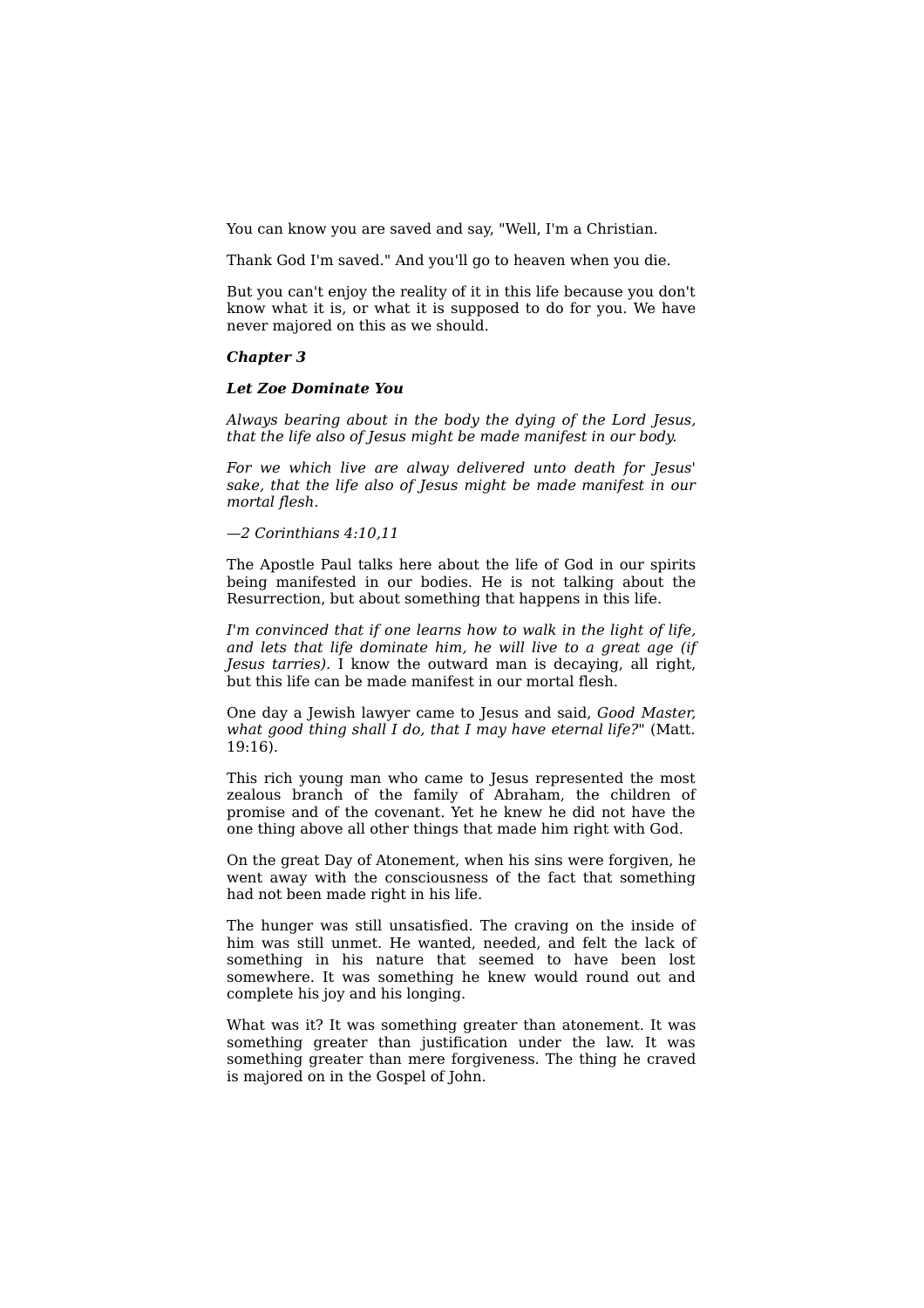You can know you are saved and say, "Well, I'm a Christian.

Thank God I'm saved." And you'll go to heaven when you die.

But you can't enjoy the reality of it in this life because you don't know what it is, or what it is supposed to do for you. We have never majored on this as we should.

## ***Chapter 3***

## ***Let Zoe Dominate You***

*Always bearing about in the body the dying of the Lord Jesus, that the life also of Jesus might be made manifest in our body.*

*For we which live are alway delivered unto death for Jesus' sake, that the life also of Jesus might be made manifest in our mortal flesh.*

*—2 Corinthians 4:10,11*

The Apostle Paul talks here about the life of God in our spirits being manifested in our bodies. He is not talking about the Resurrection, but about something that happens in this life.

*I'm convinced that if one learns how to walk in the light of life, and lets that life dominate him, he will live to a great age (if Jesus tarries).* I know the outward man is decaying, all right, but this life can be made manifest in our mortal flesh.

One day a Jewish lawyer came to Jesus and said, *Good Master, what good thing shall I do, that I may have eternal life?*" (Matt. 19:16).

This rich young man who came to Jesus represented the most zealous branch of the family of Abraham, the children of promise and of the covenant. Yet he knew he did not have the one thing above all other things that made him right with God.

On the great Day of Atonement, when his sins were forgiven, he went away with the consciousness of the fact that something had not been made right in his life.

The hunger was still unsatisfied. The craving on the inside of him was still unmet. He wanted, needed, and felt the lack of something in his nature that seemed to have been lost somewhere. It was something he knew would round out and complete his joy and his longing.

What was it? It was something greater than atonement. It was something greater than justification under the law. It was something greater than mere forgiveness. The thing he craved is majored on in the Gospel of John.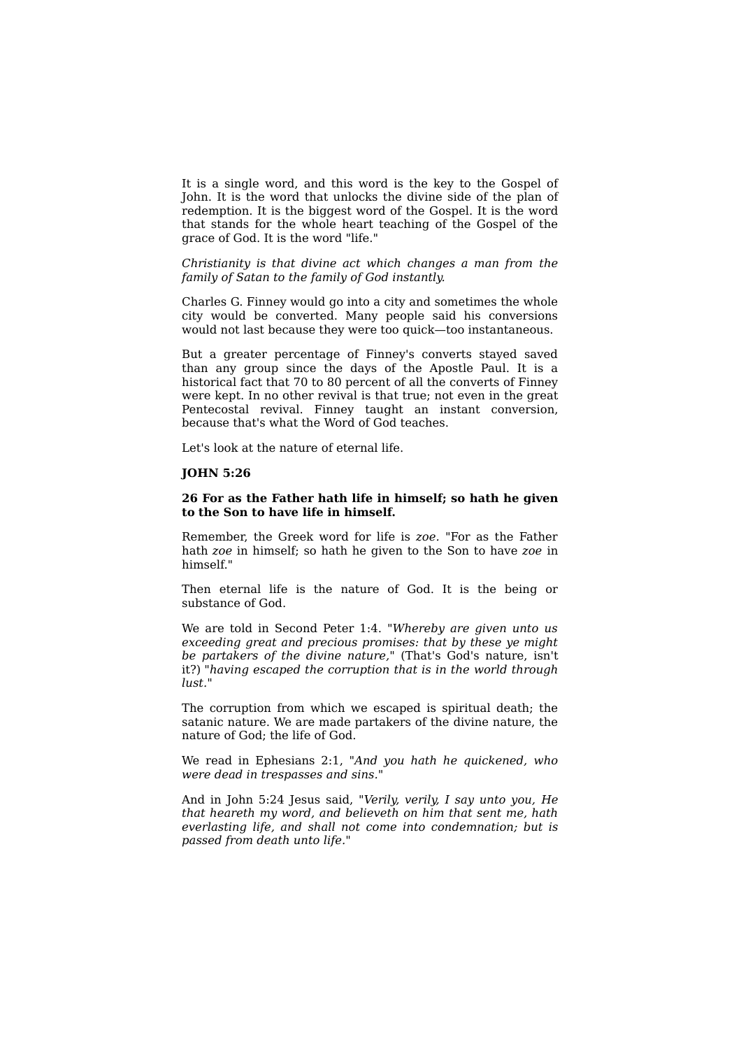It is a single word, and this word is the key to the Gospel of John. It is the word that unlocks the divine side of the plan of redemption. It is the biggest word of the Gospel. It is the word that stands for the whole heart teaching of the Gospel of the grace of God. It is the word "life."

*Christianity is that divine act which changes a man from the family of Satan to the family of God instantly.*

Charles G. Finney would go into a city and sometimes the whole city would be converted. Many people said his conversions would not last because they were too quick—too instantaneous.

But a greater percentage of Finney's converts stayed saved than any group since the days of the Apostle Paul. It is a historical fact that 70 to 80 percent of all the converts of Finney were kept. In no other revival is that true; not even in the great Pentecostal revival. Finney taught an instant conversion, because that's what the Word of God teaches.

Let's look at the nature of eternal life.

**JOHN 5:26**

**26 For as the Father hath life in himself; so hath he given to the Son to have life in himself.**

Remember, the Greek word for life is *zoe*. "For as the Father hath *zoe* in himself; so hath he given to the Son to have *zoe* in himself."

Then eternal life is the nature of God. It is the being or substance of God.

We are told in Second Peter 1:4. "*Whereby are given unto us exceeding great and precious promises: that by these ye might be partakers of the divine nature,*" (That's God's nature, isn't it?) "*having escaped the corruption that is in the world through lust.*"

The corruption from which we escaped is spiritual death; the satanic nature. We are made partakers of the divine nature, the nature of God; the life of God.

We read in Ephesians 2:1, "*And you hath he quickened, who were dead in trespasses and sins.*"

And in John 5:24 Jesus said, "*Verily, verily, I say unto you, He that heareth my word, and believeth on him that sent me, hath everlasting life, and shall not come into condemnation; but is passed from death unto life.*"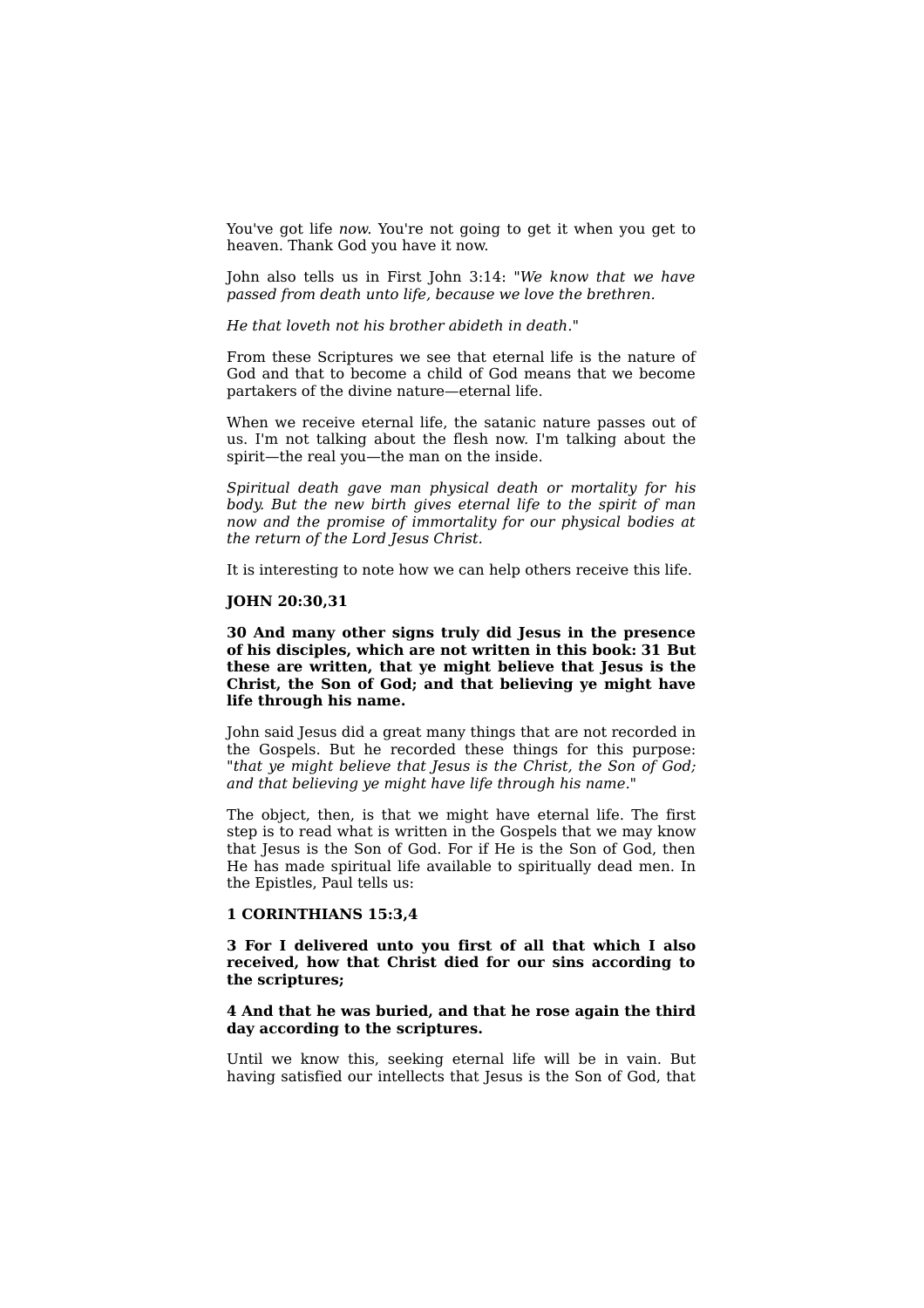You've got life *now*. You're not going to get it when you get to heaven. Thank God you have it now.

John also tells us in First John 3:14: "*We know that we have passed from death unto life, because we love the brethren.*

*He that loveth not his brother abideth in death.*"

From these Scriptures we see that eternal life is the nature of God and that to become a child of God means that we become partakers of the divine nature—eternal life.

When we receive eternal life, the satanic nature passes out of us. I'm not talking about the flesh now. I'm talking about the spirit—the real you—the man on the inside.

*Spiritual death gave man physical death or mortality for his body. But the new birth gives eternal life to the spirit of man now and the promise of immortality for our physical bodies at the return of the Lord Jesus Christ.*

It is interesting to note how we can help others receive this life.

**JOHN 20:30,31**

**30 And many other signs truly did Jesus in the presence of his disciples, which are not written in this book: 31 But these are written, that ye might believe that Jesus is the Christ, the Son of God; and that believing ye might have life through his name.**

John said Jesus did a great many things that are not recorded in the Gospels. But he recorded these things for this purpose: "*that ye might believe that Jesus is the Christ, the Son of God; and that believing ye might have life through his name.*"

The object, then, is that we might have eternal life. The first step is to read what is written in the Gospels that we may know that Jesus is the Son of God. For if He is the Son of God, then He has made spiritual life available to spiritually dead men. In the Epistles, Paul tells us:

**1 CORINTHIANS 15:3,4**

**3 For I delivered unto you first of all that which I also received, how that Christ died for our sins according to the scriptures;**

**4 And that he was buried, and that he rose again the third day according to the scriptures.**

Until we know this, seeking eternal life will be in vain. But having satisfied our intellects that Jesus is the Son of God, that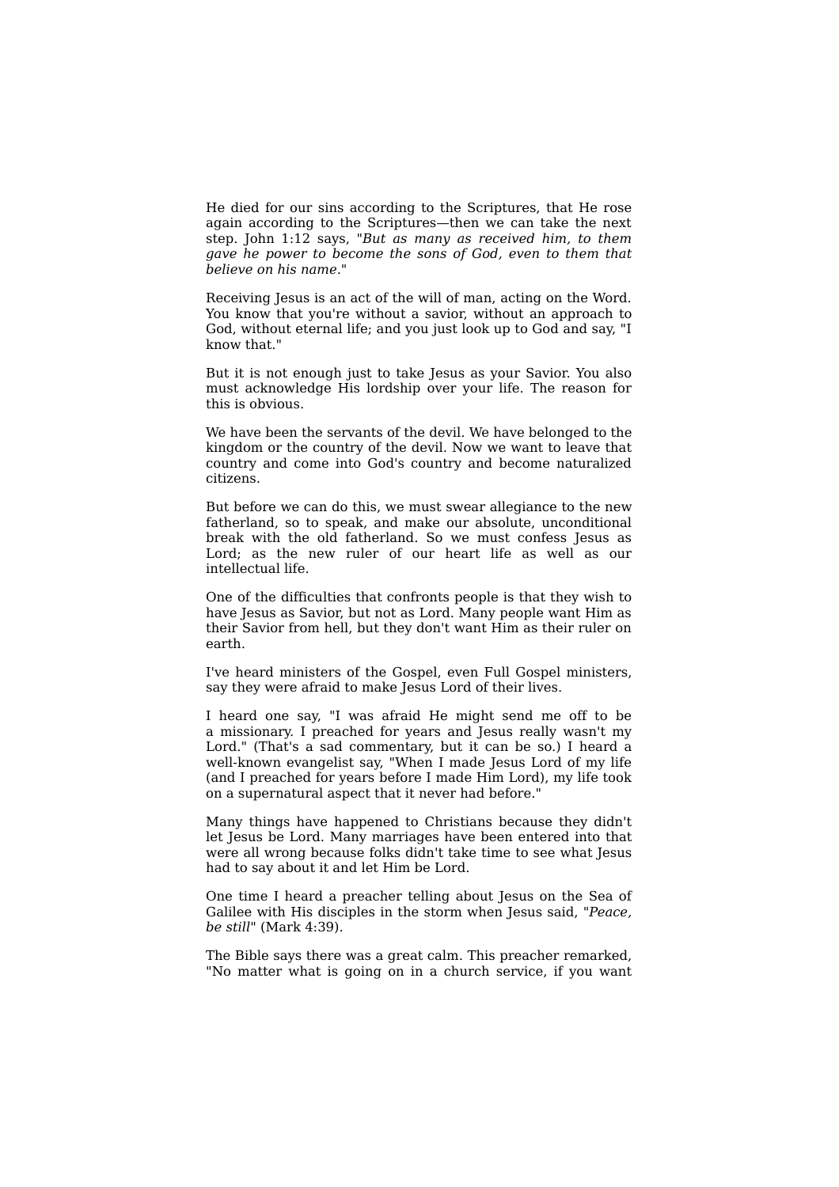He died for our sins according to the Scriptures, that He rose again according to the Scriptures—then we can take the next step. John 1:12 says, "*But as many as received him, to them gave he power to become the sons of God, even to them that believe on his name.*"

Receiving Jesus is an act of the will of man, acting on the Word. You know that you're without a savior, without an approach to God, without eternal life; and you just look up to God and say, "I know that."

But it is not enough just to take Jesus as your Savior. You also must acknowledge His lordship over your life. The reason for this is obvious.

We have been the servants of the devil. We have belonged to the kingdom or the country of the devil. Now we want to leave that country and come into God's country and become naturalized citizens.

But before we can do this, we must swear allegiance to the new fatherland, so to speak, and make our absolute, unconditional break with the old fatherland. So we must confess Jesus as Lord; as the new ruler of our heart life as well as our intellectual life.

One of the difficulties that confronts people is that they wish to have Jesus as Savior, but not as Lord. Many people want Him as their Savior from hell, but they don't want Him as their ruler on earth.

I've heard ministers of the Gospel, even Full Gospel ministers, say they were afraid to make Jesus Lord of their lives.

I heard one say, "I was afraid He might send me off to be a missionary. I preached for years and Jesus really wasn't my Lord." (That's a sad commentary, but it can be so.) I heard a well-known evangelist say, "When I made Jesus Lord of my life (and I preached for years before I made Him Lord), my life took on a supernatural aspect that it never had before."

Many things have happened to Christians because they didn't let Jesus be Lord. Many marriages have been entered into that were all wrong because folks didn't take time to see what Jesus had to say about it and let Him be Lord.

One time I heard a preacher telling about Jesus on the Sea of Galilee with His disciples in the storm when Jesus said, "*Peace, be still*" (Mark 4:39).

The Bible says there was a great calm. This preacher remarked, "No matter what is going on in a church service, if you want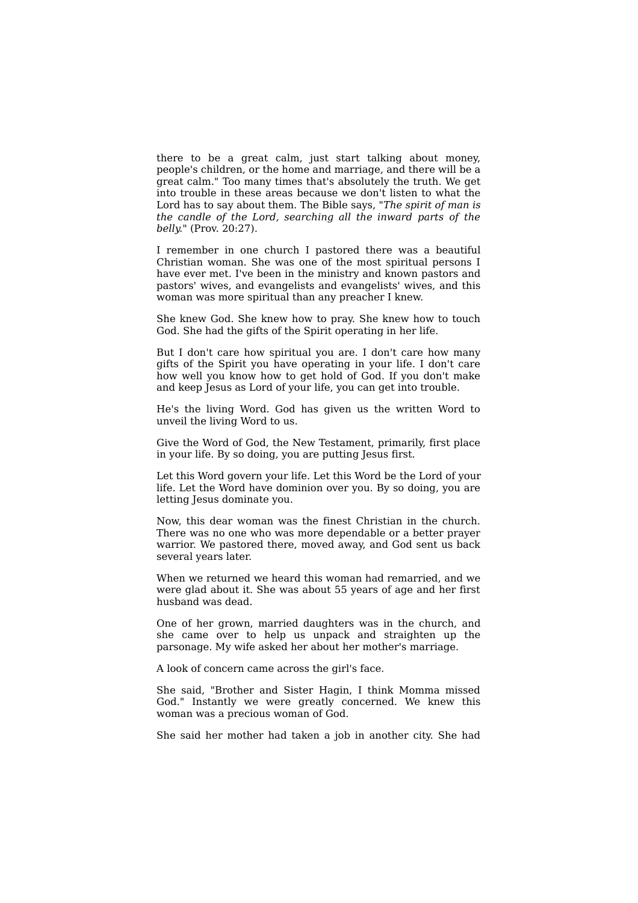there to be a great calm, just start talking about money, people's children, or the home and marriage, and there will be a great calm." Too many times that's absolutely the truth. We get into trouble in these areas because we don't listen to what the Lord has to say about them. The Bible says, "*The spirit of man is the candle of the Lord, searching all the inward parts of the belly.*" (Prov. 20:27).

I remember in one church I pastored there was a beautiful Christian woman. She was one of the most spiritual persons I have ever met. I've been in the ministry and known pastors and pastors' wives, and evangelists and evangelists' wives, and this woman was more spiritual than any preacher I knew.

She knew God. She knew how to pray. She knew how to touch God. She had the gifts of the Spirit operating in her life.

But I don't care how spiritual you are. I don't care how many gifts of the Spirit you have operating in your life. I don't care how well you know how to get hold of God. If you don't make and keep Jesus as Lord of your life, you can get into trouble.

He's the living Word. God has given us the written Word to unveil the living Word to us.

Give the Word of God, the New Testament, primarily, first place in your life. By so doing, you are putting Jesus first.

Let this Word govern your life. Let this Word be the Lord of your life. Let the Word have dominion over you. By so doing, you are letting Jesus dominate you.

Now, this dear woman was the finest Christian in the church. There was no one who was more dependable or a better prayer warrior. We pastored there, moved away, and God sent us back several years later.

When we returned we heard this woman had remarried, and we were glad about it. She was about 55 years of age and her first husband was dead.

One of her grown, married daughters was in the church, and she came over to help us unpack and straighten up the parsonage. My wife asked her about her mother's marriage.

A look of concern came across the girl's face.

She said, "Brother and Sister Hagin, I think Momma missed God." Instantly we were greatly concerned. We knew this woman was a precious woman of God.

She said her mother had taken a job in another city. She had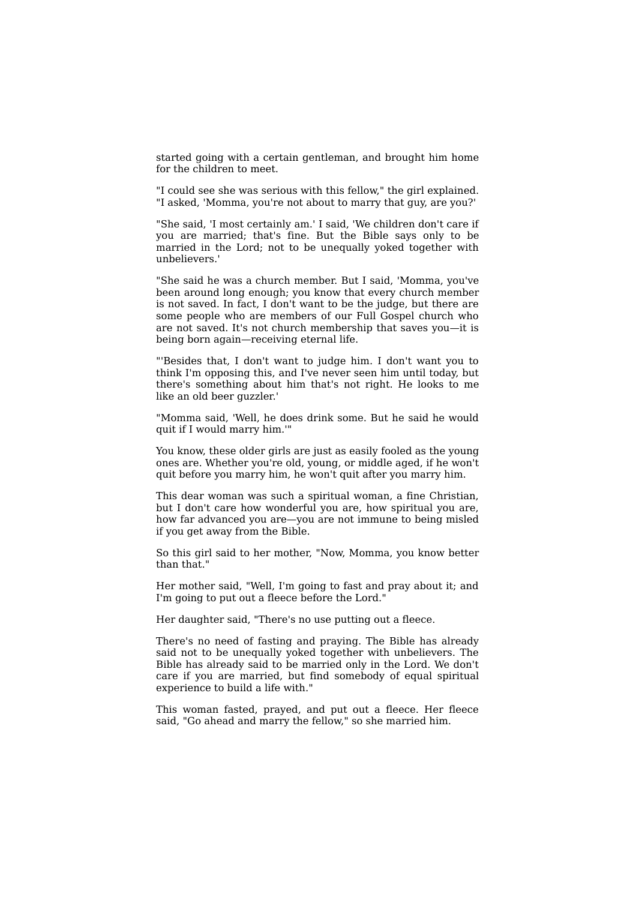started going with a certain gentleman, and brought him home for the children to meet.

"I could see she was serious with this fellow," the girl explained. "I asked, 'Momma, you're not about to marry that guy, are you?'

"She said, 'I most certainly am.' I said, 'We children don't care if you are married; that's fine. But the Bible says only to be married in the Lord; not to be unequally yoked together with unbelievers.'

"She said he was a church member. But I said, 'Momma, you've been around long enough; you know that every church member is not saved. In fact, I don't want to be the judge, but there are some people who are members of our Full Gospel church who are not saved. It's not church membership that saves you—it is being born again—receiving eternal life.

"'Besides that, I don't want to judge him. I don't want you to think I'm opposing this, and I've never seen him until today, but there's something about him that's not right. He looks to me like an old beer guzzler.'

"Momma said, 'Well, he does drink some. But he said he would quit if I would marry him.'"

You know, these older girls are just as easily fooled as the young ones are. Whether you're old, young, or middle aged, if he won't quit before you marry him, he won't quit after you marry him.

This dear woman was such a spiritual woman, a fine Christian, but I don't care how wonderful you are, how spiritual you are, how far advanced you are—you are not immune to being misled if you get away from the Bible.

So this girl said to her mother, "Now, Momma, you know better than that."

Her mother said, "Well, I'm going to fast and pray about it; and I'm going to put out a fleece before the Lord."

Her daughter said, "There's no use putting out a fleece.

There's no need of fasting and praying. The Bible has already said not to be unequally yoked together with unbelievers. The Bible has already said to be married only in the Lord. We don't care if you are married, but find somebody of equal spiritual experience to build a life with."

This woman fasted, prayed, and put out a fleece. Her fleece said, "Go ahead and marry the fellow," so she married him.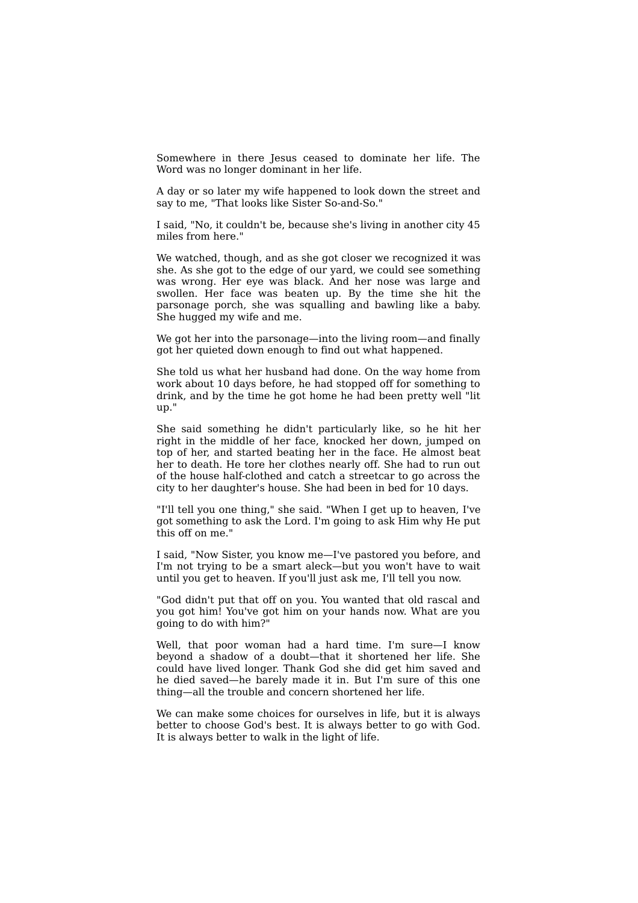Somewhere in there Jesus ceased to dominate her life. The Word was no longer dominant in her life.

A day or so later my wife happened to look down the street and say to me, "That looks like Sister So-and-So."

I said, "No, it couldn't be, because she's living in another city 45 miles from here."

We watched, though, and as she got closer we recognized it was she. As she got to the edge of our yard, we could see something was wrong. Her eye was black. And her nose was large and swollen. Her face was beaten up. By the time she hit the parsonage porch, she was squalling and bawling like a baby. She hugged my wife and me.

We got her into the parsonage—into the living room—and finally got her quieted down enough to find out what happened.

She told us what her husband had done. On the way home from work about 10 days before, he had stopped off for something to drink, and by the time he got home he had been pretty well "lit up."

She said something he didn't particularly like, so he hit her right in the middle of her face, knocked her down, jumped on top of her, and started beating her in the face. He almost beat her to death. He tore her clothes nearly off. She had to run out of the house half-clothed and catch a streetcar to go across the city to her daughter's house. She had been in bed for 10 days.

"I'll tell you one thing," she said. "When I get up to heaven, I've got something to ask the Lord. I'm going to ask Him why He put this off on me."

I said, "Now Sister, you know me—I've pastored you before, and I'm not trying to be a smart aleck—but you won't have to wait until you get to heaven. If you'll just ask me, I'll tell you now.

"God didn't put that off on you. You wanted that old rascal and you got him! You've got him on your hands now. What are you going to do with him?"

Well, that poor woman had a hard time. I'm sure—I know beyond a shadow of a doubt—that it shortened her life. She could have lived longer. Thank God she did get him saved and he died saved—he barely made it in. But I'm sure of this one thing—all the trouble and concern shortened her life.

We can make some choices for ourselves in life, but it is always better to choose God's best. It is always better to go with God. It is always better to walk in the light of life.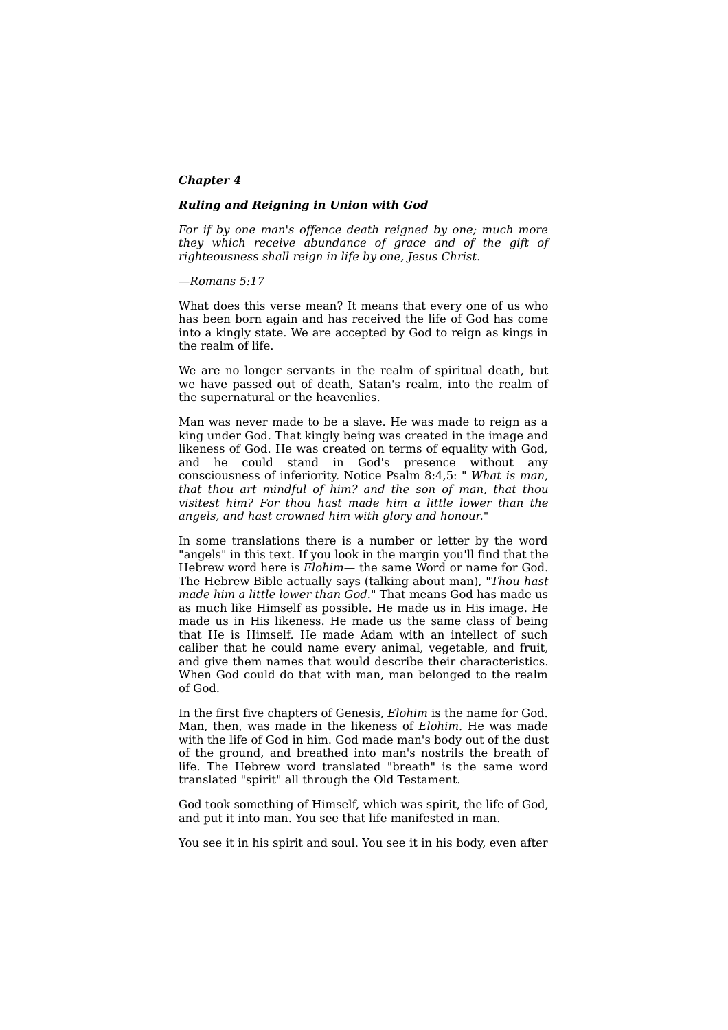***Chapter 4***

***Ruling and Reigning in Union with God***

*For if by one man's offence death reigned by one; much more they which receive abundance of grace and of the gift of righteousness shall reign in life by one, Jesus Christ.*

*—Romans 5:17*

What does this verse mean? It means that every one of us who has been born again and has received the life of God has come into a kingly state. We are accepted by God to reign as kings in the realm of life.

We are no longer servants in the realm of spiritual death, but we have passed out of death, Satan's realm, into the realm of the supernatural or the heavenlies.

Man was never made to be a slave. He was made to reign as a king under God. That kingly being was created in the image and likeness of God. He was created on terms of equality with God, and he could stand in God's presence without any consciousness of inferiority. Notice Psalm 8:4,5: " *What is man, that thou art mindful of him? and the son of man, that thou visitest him? For thou hast made him a little lower than the angels, and hast crowned him with glory and honour.*"

In some translations there is a number or letter by the word "angels" in this text. If you look in the margin you'll find that the Hebrew word here is *Elohim*— the same Word or name for God. The Hebrew Bible actually says (talking about man), "*Thou hast made him a little lower than God*." That means God has made us as much like Himself as possible. He made us in His image. He made us in His likeness. He made us the same class of being that He is Himself. He made Adam with an intellect of such caliber that he could name every animal, vegetable, and fruit, and give them names that would describe their characteristics. When God could do that with man, man belonged to the realm of God.

In the first five chapters of Genesis, *Elohim* is the name for God. Man, then, was made in the likeness of *Elohim.* He was made with the life of God in him. God made man's body out of the dust of the ground, and breathed into man's nostrils the breath of life. The Hebrew word translated "breath" is the same word translated "spirit" all through the Old Testament.

God took something of Himself, which was spirit, the life of God, and put it into man. You see that life manifested in man.

You see it in his spirit and soul. You see it in his body, even after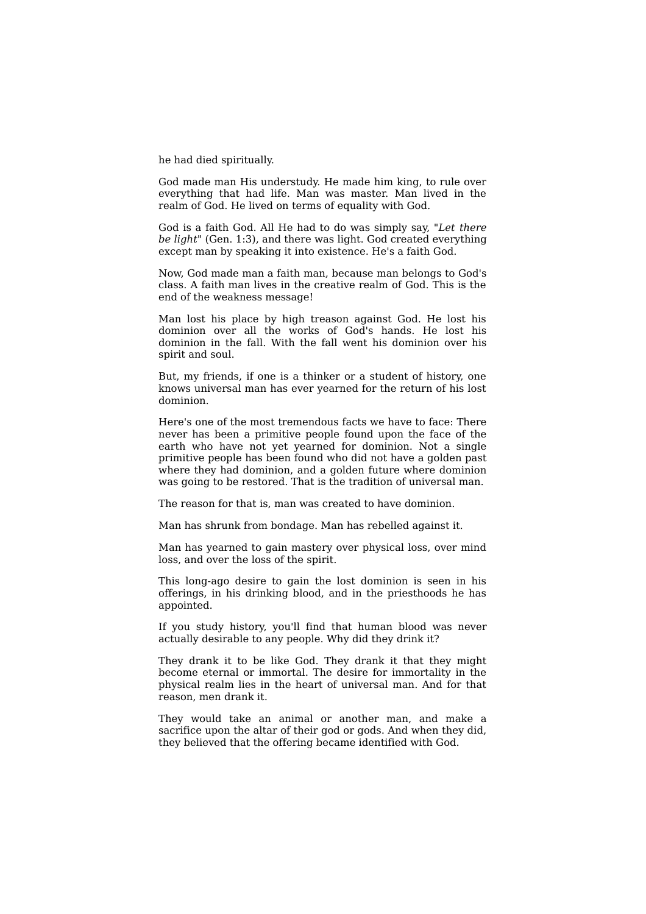he had died spiritually.

God made man His understudy. He made him king, to rule over everything that had life. Man was master. Man lived in the realm of God. He lived on terms of equality with God.

God is a faith God. All He had to do was simply say, "*Let there be light*" (Gen. 1:3), and there was light. God created everything except man by speaking it into existence. He's a faith God.

Now, God made man a faith man, because man belongs to God's class. A faith man lives in the creative realm of God. This is the end of the weakness message!

Man lost his place by high treason against God. He lost his dominion over all the works of God's hands. He lost his dominion in the fall. With the fall went his dominion over his spirit and soul.

But, my friends, if one is a thinker or a student of history, one knows universal man has ever yearned for the return of his lost dominion.

Here's one of the most tremendous facts we have to face: There never has been a primitive people found upon the face of the earth who have not yet yearned for dominion. Not a single primitive people has been found who did not have a golden past where they had dominion, and a golden future where dominion was going to be restored. That is the tradition of universal man.

The reason for that is, man was created to have dominion.

Man has shrunk from bondage. Man has rebelled against it.

Man has yearned to gain mastery over physical loss, over mind loss, and over the loss of the spirit.

This long-ago desire to gain the lost dominion is seen in his offerings, in his drinking blood, and in the priesthoods he has appointed.

If you study history, you'll find that human blood was never actually desirable to any people. Why did they drink it?

They drank it to be like God. They drank it that they might become eternal or immortal. The desire for immortality in the physical realm lies in the heart of universal man. And for that reason, men drank it.

They would take an animal or another man, and make a sacrifice upon the altar of their god or gods. And when they did, they believed that the offering became identified with God.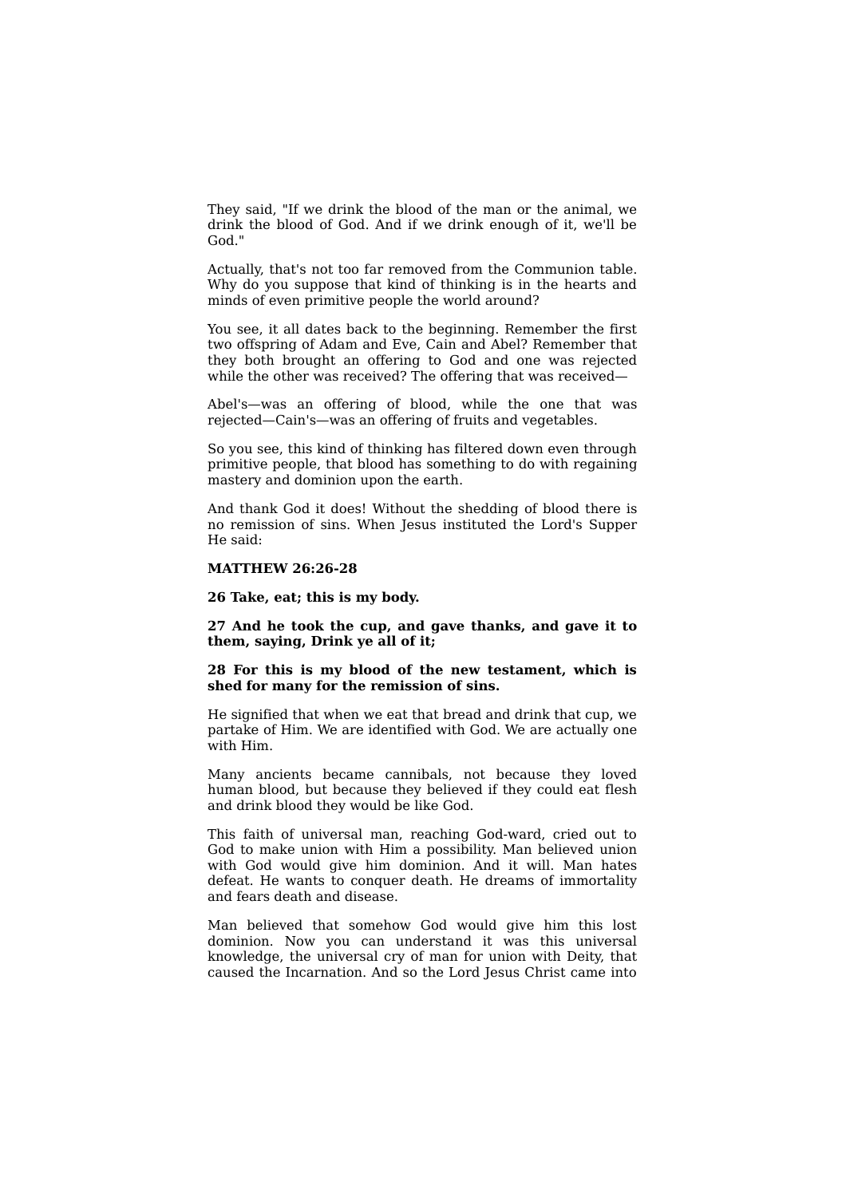They said, "If we drink the blood of the man or the animal, we drink the blood of God. And if we drink enough of it, we'll be God."

Actually, that's not too far removed from the Communion table. Why do you suppose that kind of thinking is in the hearts and minds of even primitive people the world around?

You see, it all dates back to the beginning. Remember the first two offspring of Adam and Eve, Cain and Abel? Remember that they both brought an offering to God and one was rejected while the other was received? The offering that was received—

Abel's—was an offering of blood, while the one that was rejected—Cain's—was an offering of fruits and vegetables.

So you see, this kind of thinking has filtered down even through primitive people, that blood has something to do with regaining mastery and dominion upon the earth.

And thank God it does! Without the shedding of blood there is no remission of sins. When Jesus instituted the Lord's Supper He said:

**MATTHEW 26:26-28**

**26 Take, eat; this is my body.**

**27 And he took the cup, and gave thanks, and gave it to them, saying, Drink ye all of it;**

**28 For this is my blood of the new testament, which is shed for many for the remission of sins.**

He signified that when we eat that bread and drink that cup, we partake of Him. We are identified with God. We are actually one with Him.

Many ancients became cannibals, not because they loved human blood, but because they believed if they could eat flesh and drink blood they would be like God.

This faith of universal man, reaching God-ward, cried out to God to make union with Him a possibility. Man believed union with God would give him dominion. And it will. Man hates defeat. He wants to conquer death. He dreams of immortality and fears death and disease.

Man believed that somehow God would give him this lost dominion. Now you can understand it was this universal knowledge, the universal cry of man for union with Deity, that caused the Incarnation. And so the Lord Jesus Christ came into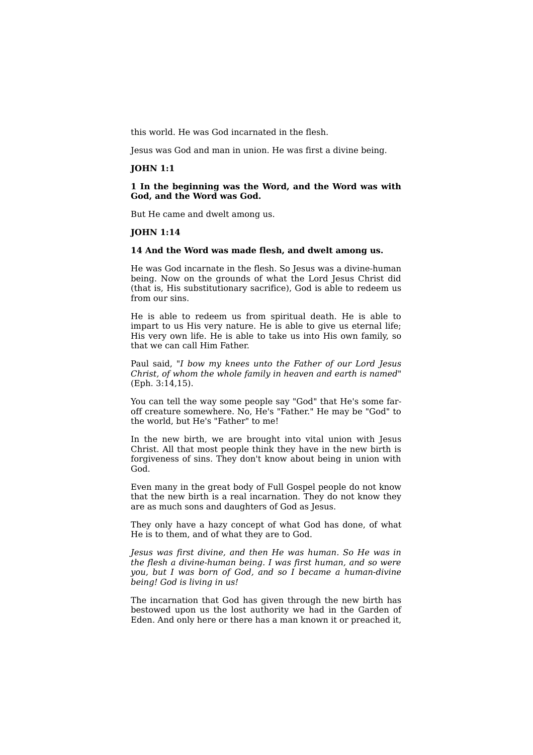this world. He was God incarnated in the flesh.

Jesus was God and man in union. He was first a divine being.

**JOHN 1:1**

**1 In the beginning was the Word, and the Word was with God, and the Word was God.**

But He came and dwelt among us.

**JOHN 1:14**

**14 And the Word was made flesh, and dwelt among us.**

He was God incarnate in the flesh. So Jesus was a divine-human being. Now on the grounds of what the Lord Jesus Christ did (that is, His substitutionary sacrifice), God is able to redeem us from our sins.

He is able to redeem us from spiritual death. He is able to impart to us His very nature. He is able to give us eternal life; His very own life. He is able to take us into His own family, so that we can call Him Father.

Paul said, "*I bow my knees unto the Father of our Lord Jesus Christ, of whom the whole family in heaven and earth is named*" (Eph. 3:14,15).

You can tell the way some people say "God" that He's some far-off creature somewhere. No, He's "Father." He may be "God" to the world, but He's "Father" to me!

In the new birth, we are brought into vital union with Jesus Christ. All that most people think they have in the new birth is forgiveness of sins. They don't know about being in union with God.

Even many in the great body of Full Gospel people do not know that the new birth is a real incarnation. They do not know they are as much sons and daughters of God as Jesus.

They only have a hazy concept of what God has done, of what He is to them, and of what they are to God.

*Jesus was first divine, and then He was human. So He was in the flesh a divine-human being. I was first human, and so were you, but I was born of God, and so I became a human-divine being! God is living in us!*

The incarnation that God has given through the new birth has bestowed upon us the lost authority we had in the Garden of Eden. And only here or there has a man known it or preached it,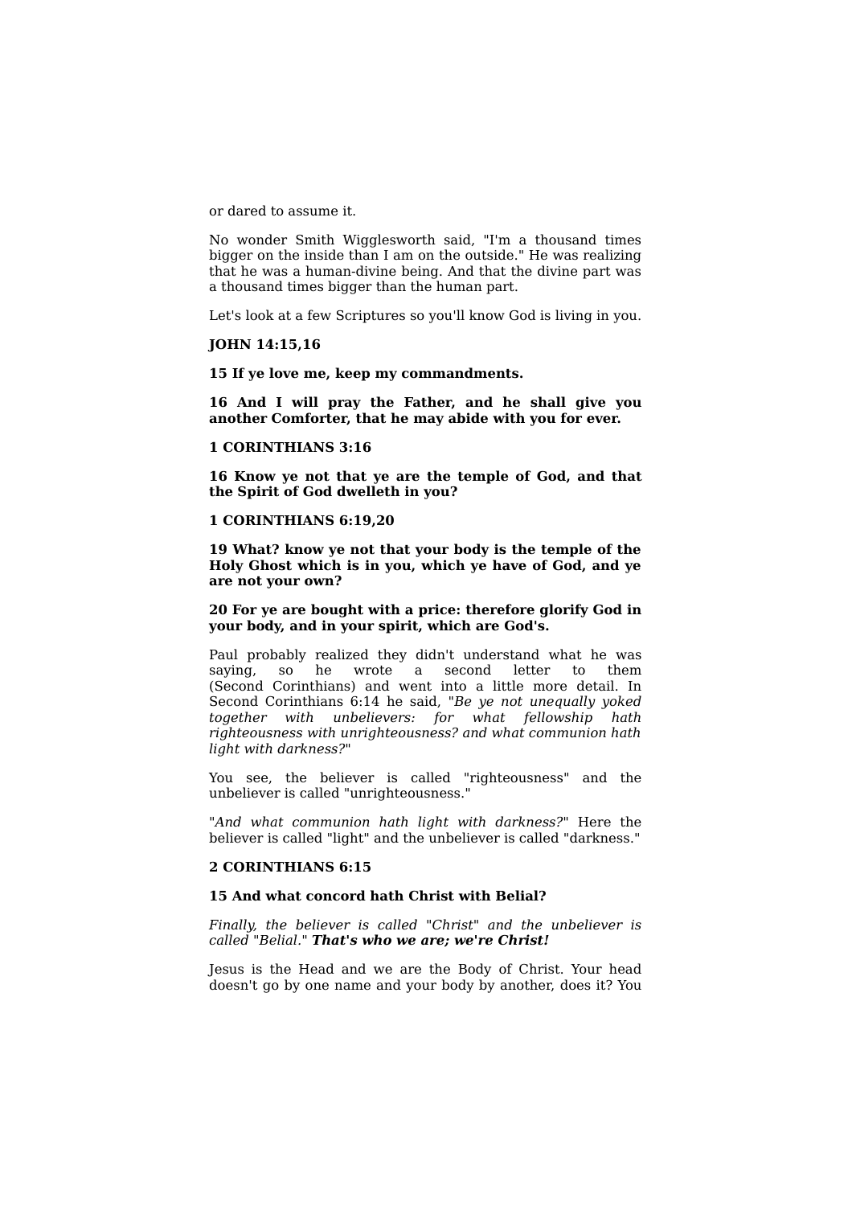or dared to assume it.

No wonder Smith Wigglesworth said, "I'm a thousand times bigger on the inside than I am on the outside." He was realizing that he was a human-divine being. And that the divine part was a thousand times bigger than the human part.

Let's look at a few Scriptures so you'll know God is living in you.

**JOHN 14:15,16**

**15 If ye love me, keep my commandments.**

**16 And I will pray the Father, and he shall give you another Comforter, that he may abide with you for ever.**

**1 CORINTHIANS 3:16**

**16 Know ye not that ye are the temple of God, and that the Spirit of God dwelleth in you?**

**1 CORINTHIANS 6:19,20**

**19 What? know ye not that your body is the temple of the Holy Ghost which is in you, which ye have of God, and ye are not your own?**

**20 For ye are bought with a price: therefore glorify God in your body, and in your spirit, which are God's.**

Paul probably realized they didn't understand what he was saying, so he wrote a second letter to them (Second Corinthians) and went into a little more detail. In Second Corinthians 6:14 he said, "*Be ye not unequally yoked together with unbelievers: for what fellowship hath righteousness with unrighteousness? and what communion hath light with darkness?*"

You see, the believer is called "righteousness" and the unbeliever is called "unrighteousness."

"*And what communion hath light with darkness?*" Here the believer is called "light" and the unbeliever is called "darkness."

**2 CORINTHIANS 6:15**

**15 And what concord hath Christ with Belial?**

*Finally, the believer is called "Christ" and the unbeliever is called "Belial."* ***That's who we are; we're Christ!***

Jesus is the Head and we are the Body of Christ. Your head doesn't go by one name and your body by another, does it? You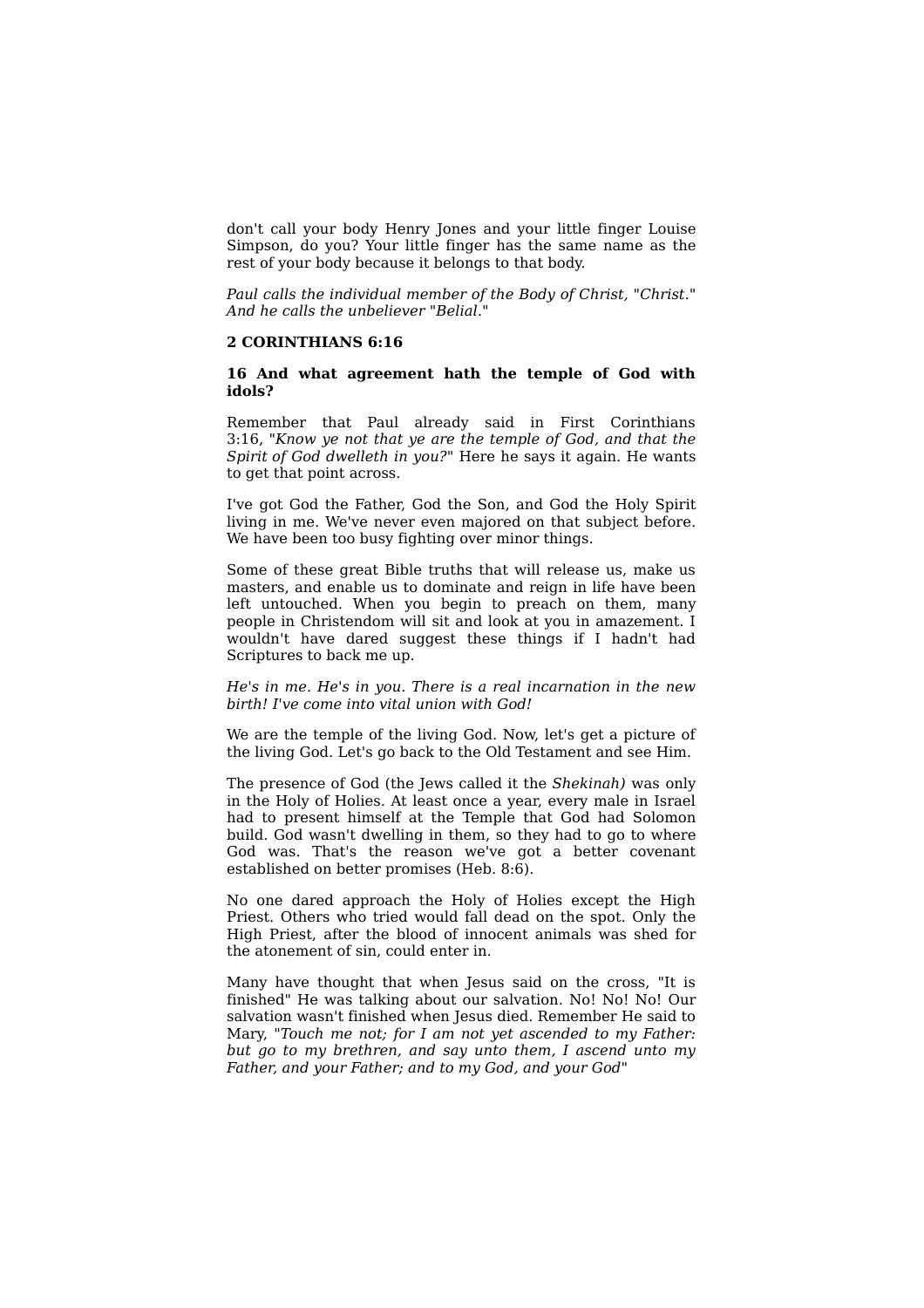don't call your body Henry Jones and your little finger Louise Simpson, do you? Your little finger has the same name as the rest of your body because it belongs to that body.

*Paul calls the individual member of the Body of Christ,* "*Christ.*" *And he calls the unbeliever* "*Belial.*"

**2 CORINTHIANS 6:16**

**16 And what agreement hath the temple of God with idols?**

Remember that Paul already said in First Corinthians 3:16, "*Know ye not that ye are the temple of God, and that the Spirit of God dwelleth in you?*" Here he says it again. He wants to get that point across.

I've got God the Father, God the Son, and God the Holy Spirit living in me. We've never even majored on that subject before. We have been too busy fighting over minor things.

Some of these great Bible truths that will release us, make us masters, and enable us to dominate and reign in life have been left untouched. When you begin to preach on them, many people in Christendom will sit and look at you in amazement. I wouldn't have dared suggest these things if I hadn't had Scriptures to back me up.

*He's in me. He's in you. There is a real incarnation in the new birth! I've come into vital union with God!*

We are the temple of the living God. Now, let's get a picture of the living God. Let's go back to the Old Testament and see Him.

The presence of God (the Jews called it the *Shekinah)* was only in the Holy of Holies. At least once a year, every male in Israel had to present himself at the Temple that God had Solomon build. God wasn't dwelling in them, so they had to go to where God was. That's the reason we've got a better covenant established on better promises (Heb. 8:6).

No one dared approach the Holy of Holies except the High Priest. Others who tried would fall dead on the spot. Only the High Priest, after the blood of innocent animals was shed for the atonement of sin, could enter in.

Many have thought that when Jesus said on the cross, "It is finished" He was talking about our salvation. No! No! No! Our salvation wasn't finished when Jesus died. Remember He said to Mary, "*Touch me not; for I am not yet ascended to my Father: but go to my brethren, and say unto them, I ascend unto my Father, and your Father; and to my God, and your God*"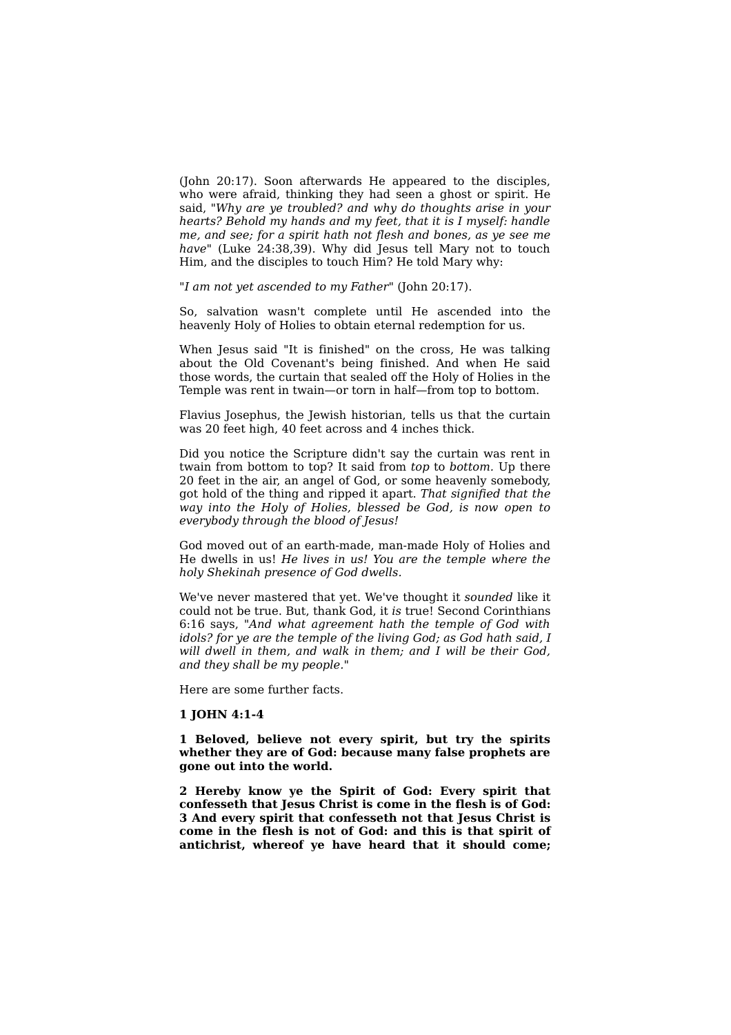(John 20:17). Soon afterwards He appeared to the disciples, who were afraid, thinking they had seen a ghost or spirit. He said, "*Why are ye troubled? and why do thoughts arise in your hearts? Behold my hands and my feet, that it is I myself: handle me, and see; for a spirit hath not flesh and bones, as ye see me have*" (Luke 24:38,39). Why did Jesus tell Mary not to touch Him, and the disciples to touch Him? He told Mary why:

"*I am not yet ascended to my Father*" (John 20:17).

So, salvation wasn't complete until He ascended into the heavenly Holy of Holies to obtain eternal redemption for us.

When Jesus said "It is finished" on the cross, He was talking about the Old Covenant's being finished. And when He said those words, the curtain that sealed off the Holy of Holies in the Temple was rent in twain—or torn in half—from top to bottom.

Flavius Josephus, the Jewish historian, tells us that the curtain was 20 feet high, 40 feet across and 4 inches thick.

Did you notice the Scripture didn't say the curtain was rent in twain from bottom to top? It said from *top* to *bottom*. Up there 20 feet in the air, an angel of God, or some heavenly somebody, got hold of the thing and ripped it apart. *That signified that the way into the Holy of Holies, blessed be God, is now open to everybody through the blood of Jesus!*

God moved out of an earth-made, man-made Holy of Holies and He dwells in us! *He lives in us! You are the temple where the holy Shekinah presence of God dwells*.

We've never mastered that yet. We've thought it *sounded* like it could not be true. But, thank God, it *is* true! Second Corinthians 6:16 says, "*And what agreement hath the temple of God with idols? for ye are the temple of the living God; as God hath said, I will dwell in them, and walk in them; and I will be their God, and they shall be my people*."

Here are some further facts.

**1 JOHN 4:1-4**

**1 Beloved, believe not every spirit, but try the spirits whether they are of God: because many false prophets are gone out into the world.**

**2 Hereby know ye the Spirit of God: Every spirit that confesseth that Jesus Christ is come in the flesh is of God:**
**3 And every spirit that confesseth not that Jesus Christ is come in the flesh is not of God: and this is that spirit of antichrist, whereof ye have heard that it should come;**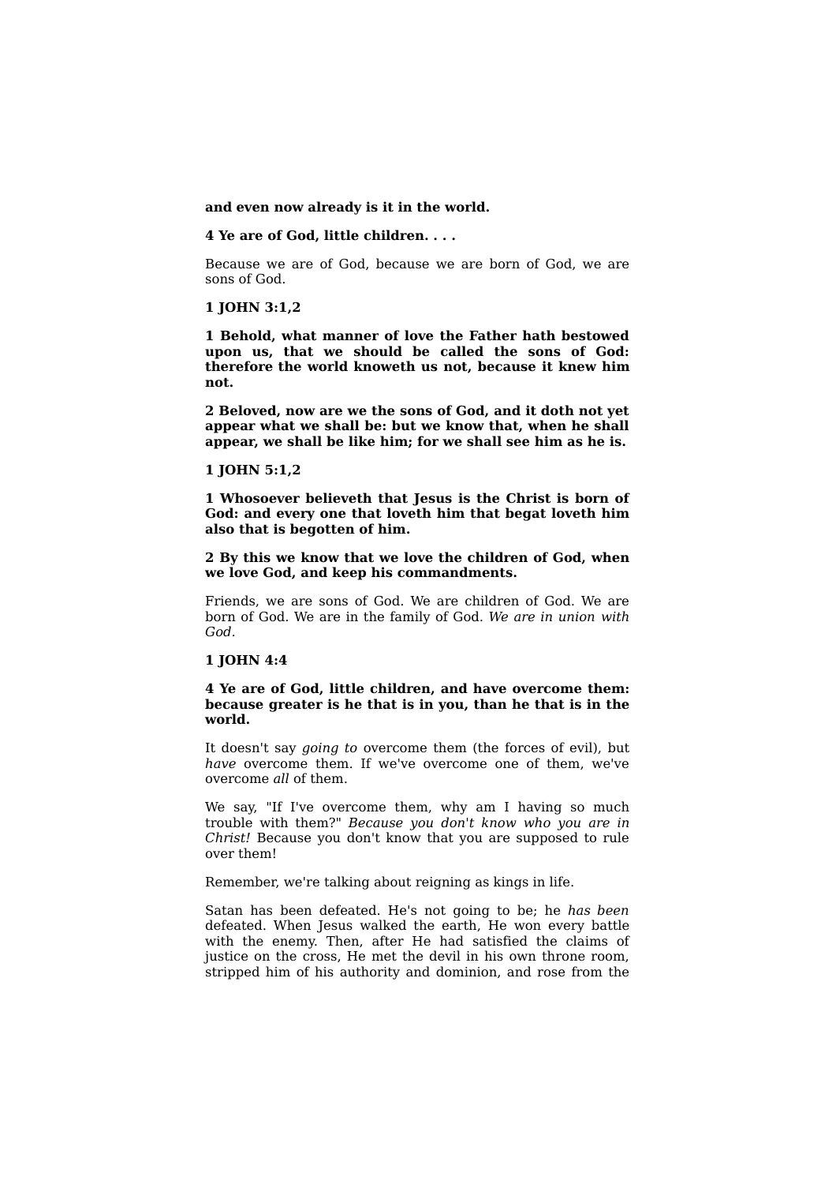**and even now already is it in the world.**

**4 Ye are of God, little children. . . .**

Because we are of God, because we are born of God, we are sons of God.

**1 JOHN 3:1,2**

**1 Behold, what manner of love the Father hath bestowed upon us, that we should be called the sons of God: therefore the world knoweth us not, because it knew him not.**

**2 Beloved, now are we the sons of God, and it doth not yet appear what we shall be: but we know that, when he shall appear, we shall be like him; for we shall see him as he is.**

**1 JOHN 5:1,2**

**1 Whosoever believeth that Jesus is the Christ is born of God: and every one that loveth him that begat loveth him also that is begotten of him.**

**2 By this we know that we love the children of God, when we love God, and keep his commandments.**

Friends, we are sons of God. We are children of God. We are born of God. We are in the family of God. *We are in union with God.*

**1 JOHN 4:4**

**4 Ye are of God, little children, and have overcome them: because greater is he that is in you, than he that is in the world.**

It doesn't say *going to* overcome them (the forces of evil), but *have* overcome them. If we've overcome one of them, we've overcome *all* of them.

We say, "If I've overcome them, why am I having so much trouble with them?" *Because you don't know who you are in Christ!* Because you don't know that you are supposed to rule over them!

Remember, we're talking about reigning as kings in life.

Satan has been defeated. He's not going to be; he *has been* defeated. When Jesus walked the earth, He won every battle with the enemy. Then, after He had satisfied the claims of justice on the cross, He met the devil in his own throne room, stripped him of his authority and dominion, and rose from the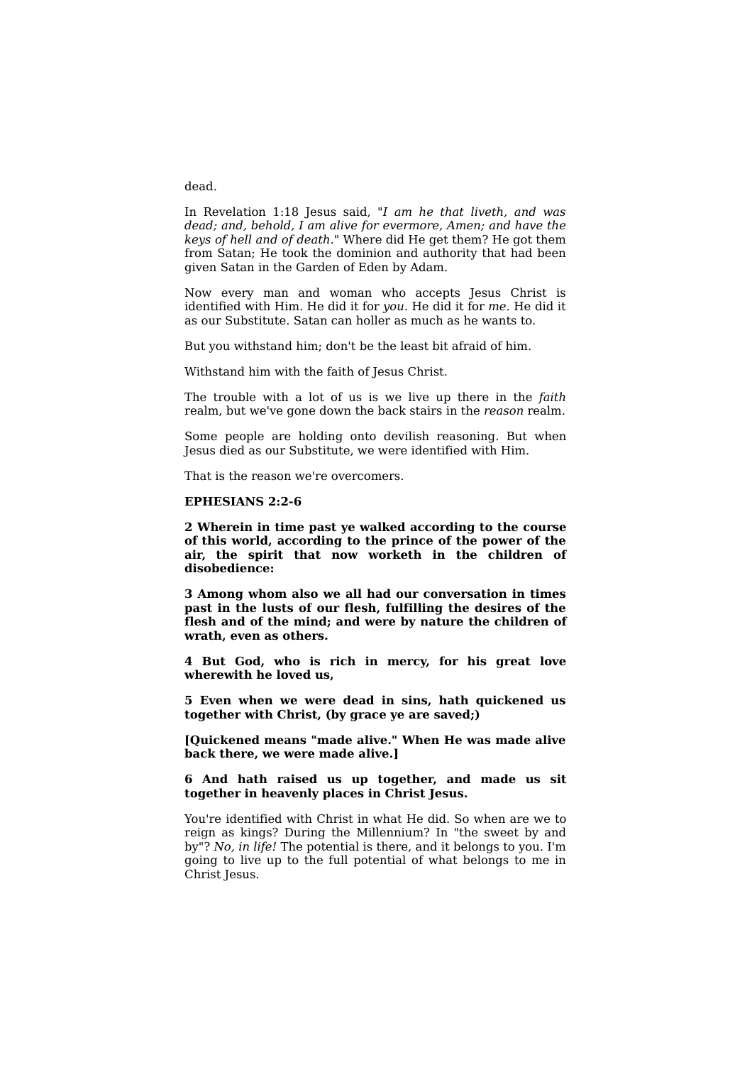dead.

In Revelation 1:18 Jesus said, "*I am he that liveth, and was dead; and, behold, I am alive for evermore, Amen; and have the keys of hell and of death*." Where did He get them? He got them from Satan; He took the dominion and authority that had been given Satan in the Garden of Eden by Adam.

Now every man and woman who accepts Jesus Christ is identified with Him. He did it for *you*. He did it for *me*. He did it as our Substitute. Satan can holler as much as he wants to.

But you withstand him; don't be the least bit afraid of him.

Withstand him with the faith of Jesus Christ.

The trouble with a lot of us is we live up there in the *faith* realm, but we've gone down the back stairs in the *reason* realm.

Some people are holding onto devilish reasoning. But when Jesus died as our Substitute, we were identified with Him.

That is the reason we're overcomers.

**EPHESIANS 2:2-6**

**2 Wherein in time past ye walked according to the course of this world, according to the prince of the power of the air, the spirit that now worketh in the children of disobedience:**

**3 Among whom also we all had our conversation in times past in the lusts of our flesh, fulfilling the desires of the flesh and of the mind; and were by nature the children of wrath, even as others.**

**4 But God, who is rich in mercy, for his great love wherewith he loved us,**

**5 Even when we were dead in sins, hath quickened us together with Christ, (by grace ye are saved;)**

**[Quickened means "made alive." When He was made alive back there, we were made alive.]**

**6 And hath raised us up together, and made us sit together in heavenly places in Christ Jesus.**

You're identified with Christ in what He did. So when are we to reign as kings? During the Millennium? In "the sweet by and by"? *No, in life!* The potential is there, and it belongs to you. I'm going to live up to the full potential of what belongs to me in Christ Jesus.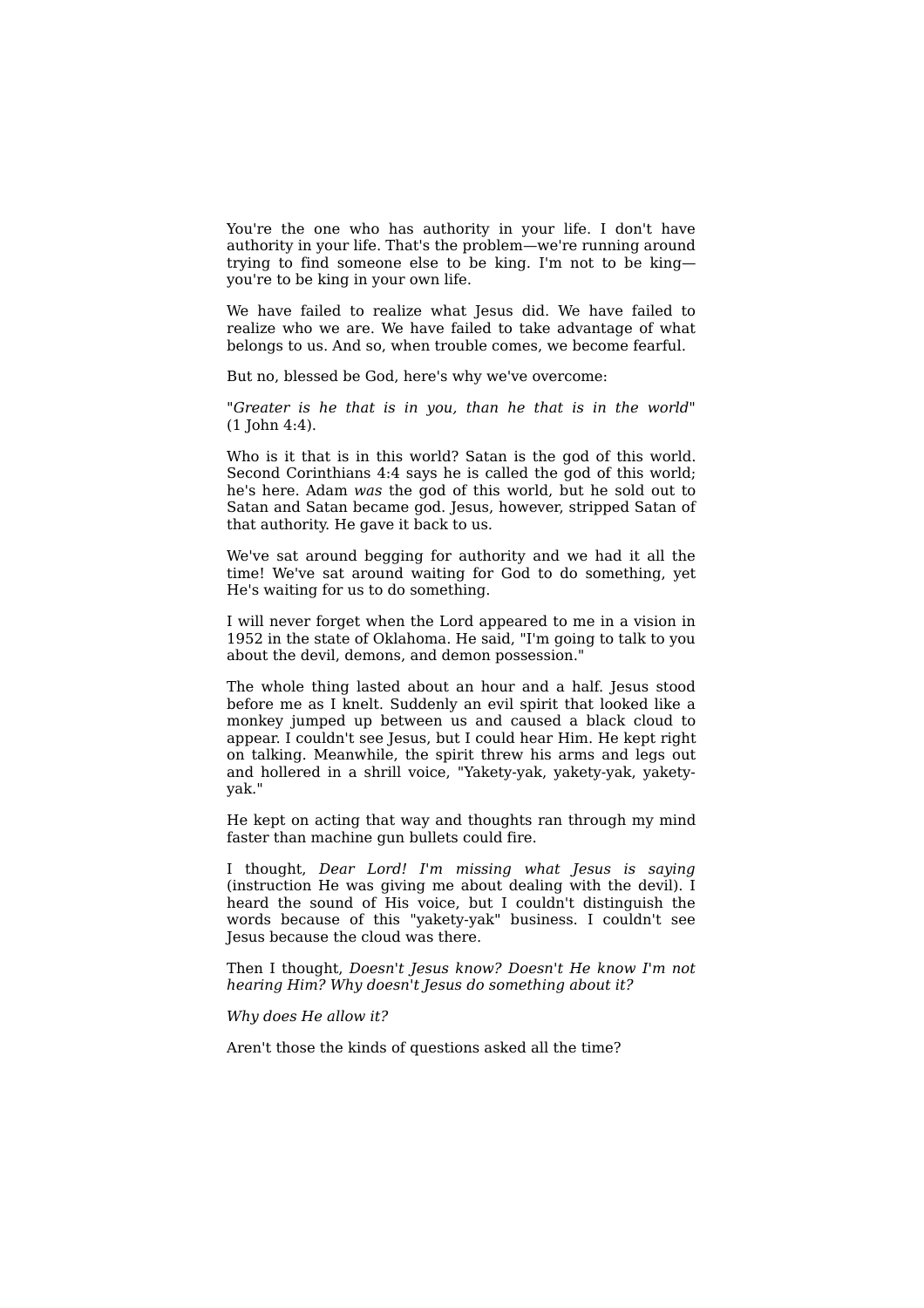You're the one who has authority in your life. I don't have authority in your life. That's the problem—we're running around trying to find someone else to be king. I'm not to be king—you're to be king in your own life.

We have failed to realize what Jesus did. We have failed to realize who we are. We have failed to take advantage of what belongs to us. And so, when trouble comes, we become fearful.

But no, blessed be God, here's why we've overcome:

"*Greater is he that is in you, than he that is in the world*" (1 John 4:4).

Who is it that is in this world? Satan is the god of this world. Second Corinthians 4:4 says he is called the god of this world; he's here. Adam *was* the god of this world, but he sold out to Satan and Satan became god. Jesus, however, stripped Satan of that authority. He gave it back to us.

We've sat around begging for authority and we had it all the time! We've sat around waiting for God to do something, yet He's waiting for us to do something.

I will never forget when the Lord appeared to me in a vision in 1952 in the state of Oklahoma. He said, "I'm going to talk to you about the devil, demons, and demon possession."

The whole thing lasted about an hour and a half. Jesus stood before me as I knelt. Suddenly an evil spirit that looked like a monkey jumped up between us and caused a black cloud to appear. I couldn't see Jesus, but I could hear Him. He kept right on talking. Meanwhile, the spirit threw his arms and legs out and hollered in a shrill voice, "Yakety-yak, yakety-yak, yakety-yak."

He kept on acting that way and thoughts ran through my mind faster than machine gun bullets could fire.

I thought, *Dear Lord! I'm missing what Jesus is saying* (instruction He was giving me about dealing with the devil). I heard the sound of His voice, but I couldn't distinguish the words because of this "yakety-yak" business. I couldn't see Jesus because the cloud was there.

Then I thought, *Doesn't Jesus know? Doesn't He know I'm not hearing Him? Why doesn't Jesus do something about it?*

*Why does He allow it?*

Aren't those the kinds of questions asked all the time?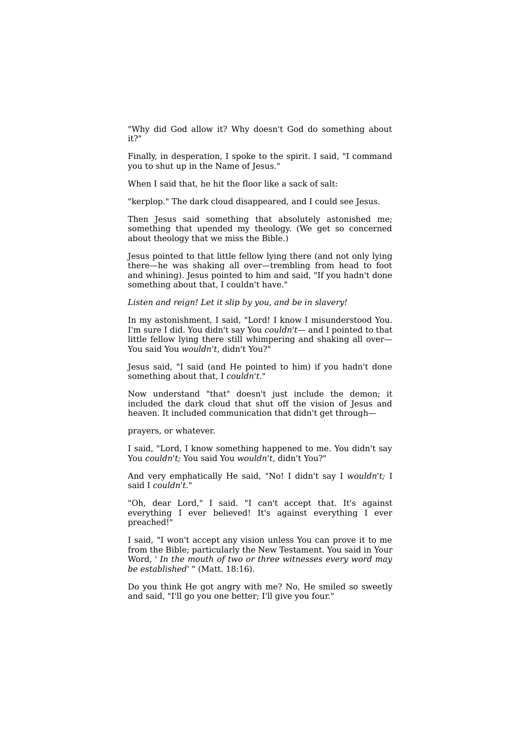"Why did God allow it? Why doesn't God do something about it?"

Finally, in desperation, I spoke to the spirit. I said, "I command you to shut up in the Name of Jesus."

When I said that, he hit the floor like a sack of salt:

"kerplop." The dark cloud disappeared, and I could see Jesus.

Then Jesus said something that absolutely astonished me; something that upended my theology. (We get so concerned about theology that we miss the Bible.)

Jesus pointed to that little fellow lying there (and not only lying there—he was shaking all over—trembling from head to foot and whining). Jesus pointed to him and said, "If you hadn't done something about that, I couldn't have."

*Listen and reign! Let it slip by you, and be in slavery!*

In my astonishment, I said, "Lord! I know I misunderstood You. I'm sure I did. You didn't say You *couldn't*— and I pointed to that little fellow lying there still whimpering and shaking all over—You said You *wouldn't,* didn't You?"

Jesus said, "I said (and He pointed to him) if you hadn't done something about that, I *couldn't*."

Now understand "that" doesn't just include the demon; it included the dark cloud that shut off the vision of Jesus and heaven. It included communication that didn't get through—

prayers, or whatever.

I said, "Lord, I know something happened to me. You didn't say You *couldn't;* You said You *wouldn't,* didn't You?"

And very emphatically He said, "No! I didn't say I *wouldn't;* I said I *couldn't*."

"Oh, dear Lord," I said. "I can't accept that. It's against everything I ever believed! It's against everything I ever preached!"

I said, "I won't accept any vision unless You can prove it to me from the Bible; particularly the New Testament. You said in Your Word, ' *In the mouth of two or three witnesses every word may be established*' " (Matt. 18:16).

Do you think He got angry with me? No, He smiled so sweetly and said, "I'll go you one better; I'll give you four."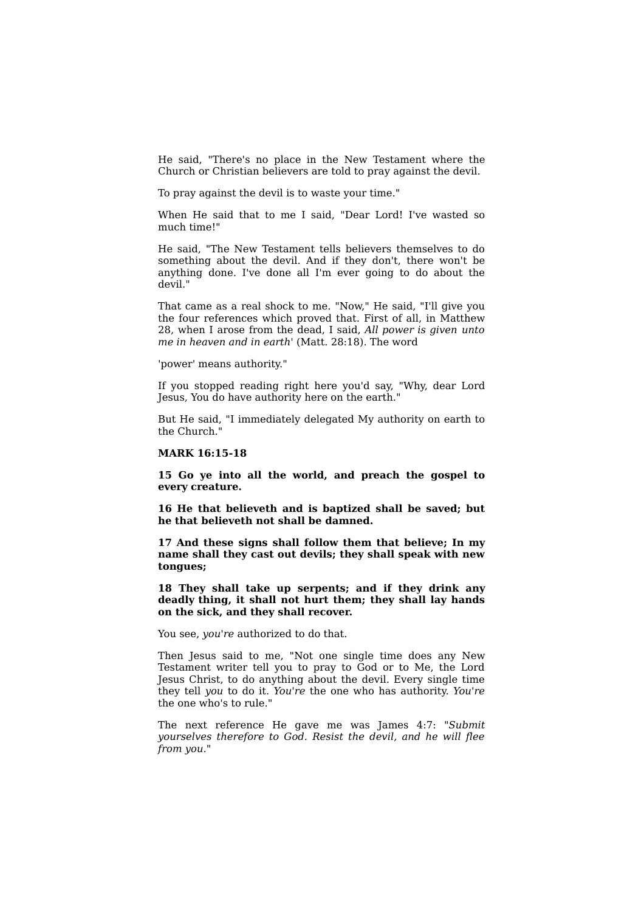He said, "There's no place in the New Testament where the Church or Christian believers are told to pray against the devil.

To pray against the devil is to waste your time."

When He said that to me I said, "Dear Lord! I've wasted so much time!"

He said, "The New Testament tells believers themselves to do something about the devil. And if they don't, there won't be anything done. I've done all I'm ever going to do about the devil."

That came as a real shock to me. "Now," He said, "I'll give you the four references which proved that. First of all, in Matthew 28, when I arose from the dead, I said, *All power is given unto me in heaven and in earth*' (Matt. 28:18). The word

'power' means authority."

If you stopped reading right here you'd say, "Why, dear Lord Jesus, You do have authority here on the earth."

But He said, "I immediately delegated My authority on earth to the Church."

**MARK 16:15-18**

**15 Go ye into all the world, and preach the gospel to every creature.**

**16 He that believeth and is baptized shall be saved; but he that believeth not shall be damned.**

**17 And these signs shall follow them that believe; In my name shall they cast out devils; they shall speak with new tongues;**

**18 They shall take up serpents; and if they drink any deadly thing, it shall not hurt them; they shall lay hands on the sick, and they shall recover.**

You see, *you're* authorized to do that.

Then Jesus said to me, "Not one single time does any New Testament writer tell you to pray to God or to Me, the Lord Jesus Christ, to do anything about the devil. Every single time they tell *you* to do it. *You're* the one who has authority. *You're* the one who's to rule."

The next reference He gave me was James 4:7: "*Submit yourselves therefore to God. Resist the devil, and he will flee from you.*"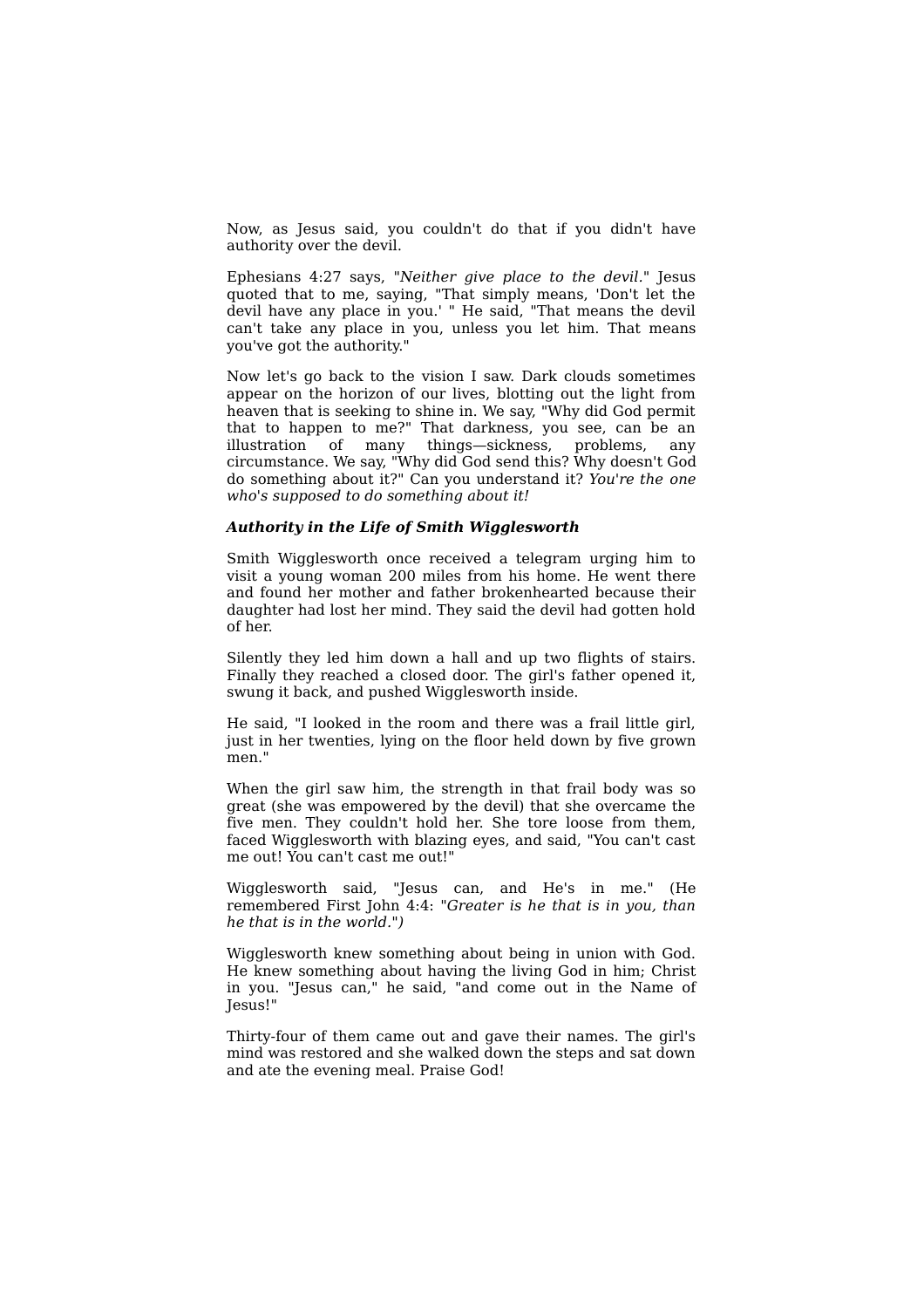Now, as Jesus said, you couldn't do that if you didn't have authority over the devil.

Ephesians 4:27 says, "*Neither give place to the devil.*" Jesus quoted that to me, saying, "That simply means, 'Don't let the devil have any place in you.' " He said, "That means the devil can't take any place in you, unless you let him. That means you've got the authority."

Now let's go back to the vision I saw. Dark clouds sometimes appear on the horizon of our lives, blotting out the light from heaven that is seeking to shine in. We say, "Why did God permit that to happen to me?" That darkness, you see, can be an illustration of many things—sickness, problems, any circumstance. We say, "Why did God send this? Why doesn't God do something about it?" Can you understand it? *You're the one who's supposed to do something about it!*

### *Authority in the Life of Smith Wigglesworth*

Smith Wigglesworth once received a telegram urging him to visit a young woman 200 miles from his home. He went there and found her mother and father brokenhearted because their daughter had lost her mind. They said the devil had gotten hold of her.

Silently they led him down a hall and up two flights of stairs. Finally they reached a closed door. The girl's father opened it, swung it back, and pushed Wigglesworth inside.

He said, "I looked in the room and there was a frail little girl, just in her twenties, lying on the floor held down by five grown men."

When the girl saw him, the strength in that frail body was so great (she was empowered by the devil) that she overcame the five men. They couldn't hold her. She tore loose from them, faced Wigglesworth with blazing eyes, and said, "You can't cast me out! You can't cast me out!"

Wigglesworth said, "Jesus can, and He's in me." (He remembered First John 4:4: "*Greater is he that is in you, than he that is in the world.*")

Wigglesworth knew something about being in union with God. He knew something about having the living God in him; Christ in you. "Jesus can," he said, "and come out in the Name of Jesus!"

Thirty-four of them came out and gave their names. The girl's mind was restored and she walked down the steps and sat down and ate the evening meal. Praise God!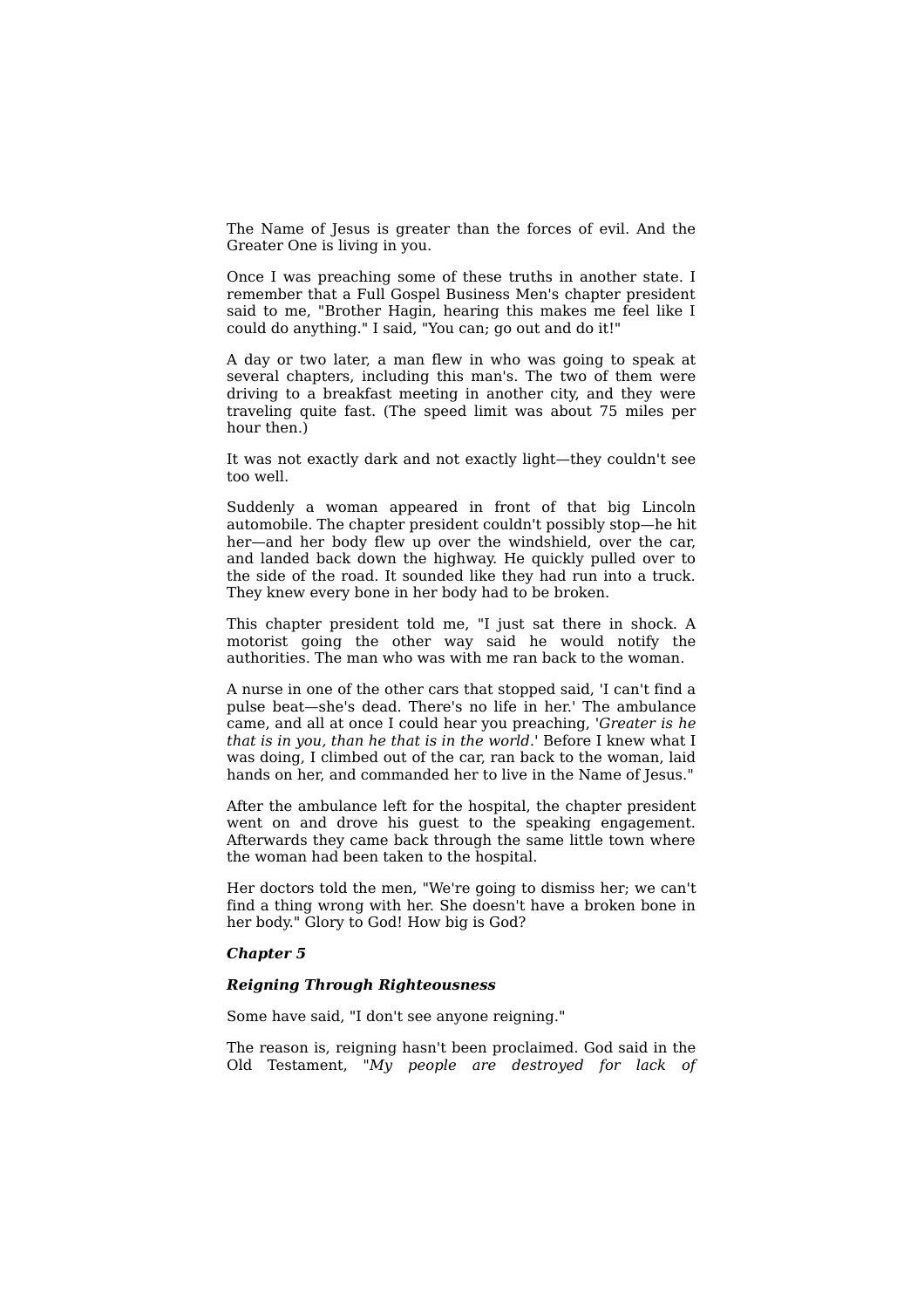The Name of Jesus is greater than the forces of evil. And the Greater One is living in you.

Once I was preaching some of these truths in another state. I remember that a Full Gospel Business Men's chapter president said to me, "Brother Hagin, hearing this makes me feel like I could do anything." I said, "You can; go out and do it!"

A day or two later, a man flew in who was going to speak at several chapters, including this man's. The two of them were driving to a breakfast meeting in another city, and they were traveling quite fast. (The speed limit was about 75 miles per hour then.)

It was not exactly dark and not exactly light—they couldn't see too well.

Suddenly a woman appeared in front of that big Lincoln automobile. The chapter president couldn't possibly stop—he hit her—and her body flew up over the windshield, over the car, and landed back down the highway. He quickly pulled over to the side of the road. It sounded like they had run into a truck. They knew every bone in her body had to be broken.

This chapter president told me, "I just sat there in shock. A motorist going the other way said he would notify the authorities. The man who was with me ran back to the woman.

A nurse in one of the other cars that stopped said, 'I can't find a pulse beat—she's dead. There's no life in her.' The ambulance came, and all at once I could hear you preaching, '*Greater is he that is in you, than he that is in the world*.' Before I knew what I was doing, I climbed out of the car, ran back to the woman, laid hands on her, and commanded her to live in the Name of Jesus."

After the ambulance left for the hospital, the chapter president went on and drove his guest to the speaking engagement. Afterwards they came back through the same little town where the woman had been taken to the hospital.

Her doctors told the men, "We're going to dismiss her; we can't find a thing wrong with her. She doesn't have a broken bone in her body." Glory to God! How big is God?

## *Chapter 5*

## *Reigning Through Righteousness*

Some have said, "I don't see anyone reigning."

The reason is, reigning hasn't been proclaimed. God said in the Old Testament, "*My people are destroyed for lack of*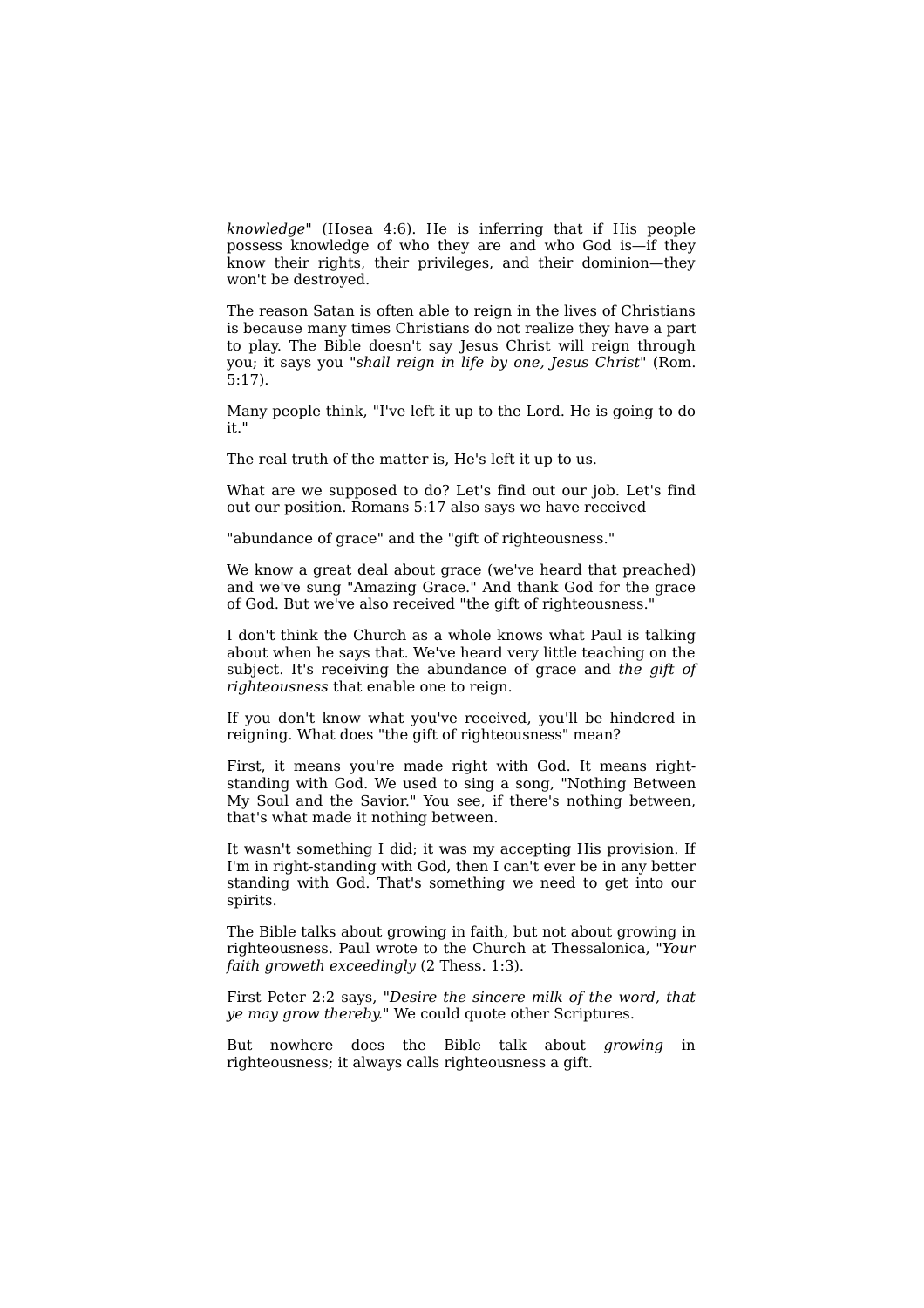*knowledge*" (Hosea 4:6). He is inferring that if His people possess knowledge of who they are and who God is—if they know their rights, their privileges, and their dominion—they won't be destroyed.

The reason Satan is often able to reign in the lives of Christians is because many times Christians do not realize they have a part to play. The Bible doesn't say Jesus Christ will reign through you; it says you "*shall reign in life by one, Jesus Christ*" (Rom. 5:17).

Many people think, "I've left it up to the Lord. He is going to do it."

The real truth of the matter is, He's left it up to us.

What are we supposed to do? Let's find out our job. Let's find out our position. Romans 5:17 also says we have received

"abundance of grace" and the "gift of righteousness."

We know a great deal about grace (we've heard that preached) and we've sung "Amazing Grace." And thank God for the grace of God. But we've also received "the gift of righteousness."

I don't think the Church as a whole knows what Paul is talking about when he says that. We've heard very little teaching on the subject. It's receiving the abundance of grace and *the gift of righteousness* that enable one to reign.

If you don't know what you've received, you'll be hindered in reigning. What does "the gift of righteousness" mean?

First, it means you're made right with God. It means right-standing with God. We used to sing a song, "Nothing Between My Soul and the Savior." You see, if there's nothing between, that's what made it nothing between.

It wasn't something I did; it was my accepting His provision. If I'm in right-standing with God, then I can't ever be in any better standing with God. That's something we need to get into our spirits.

The Bible talks about growing in faith, but not about growing in righteousness. Paul wrote to the Church at Thessalonica, "*Your faith groweth exceedingly* (2 Thess. 1:3).

First Peter 2:2 says, "*Desire the sincere milk of the word, that ye may grow thereby.*" We could quote other Scriptures.

But nowhere does the Bible talk about *growing* in righteousness; it always calls righteousness a gift.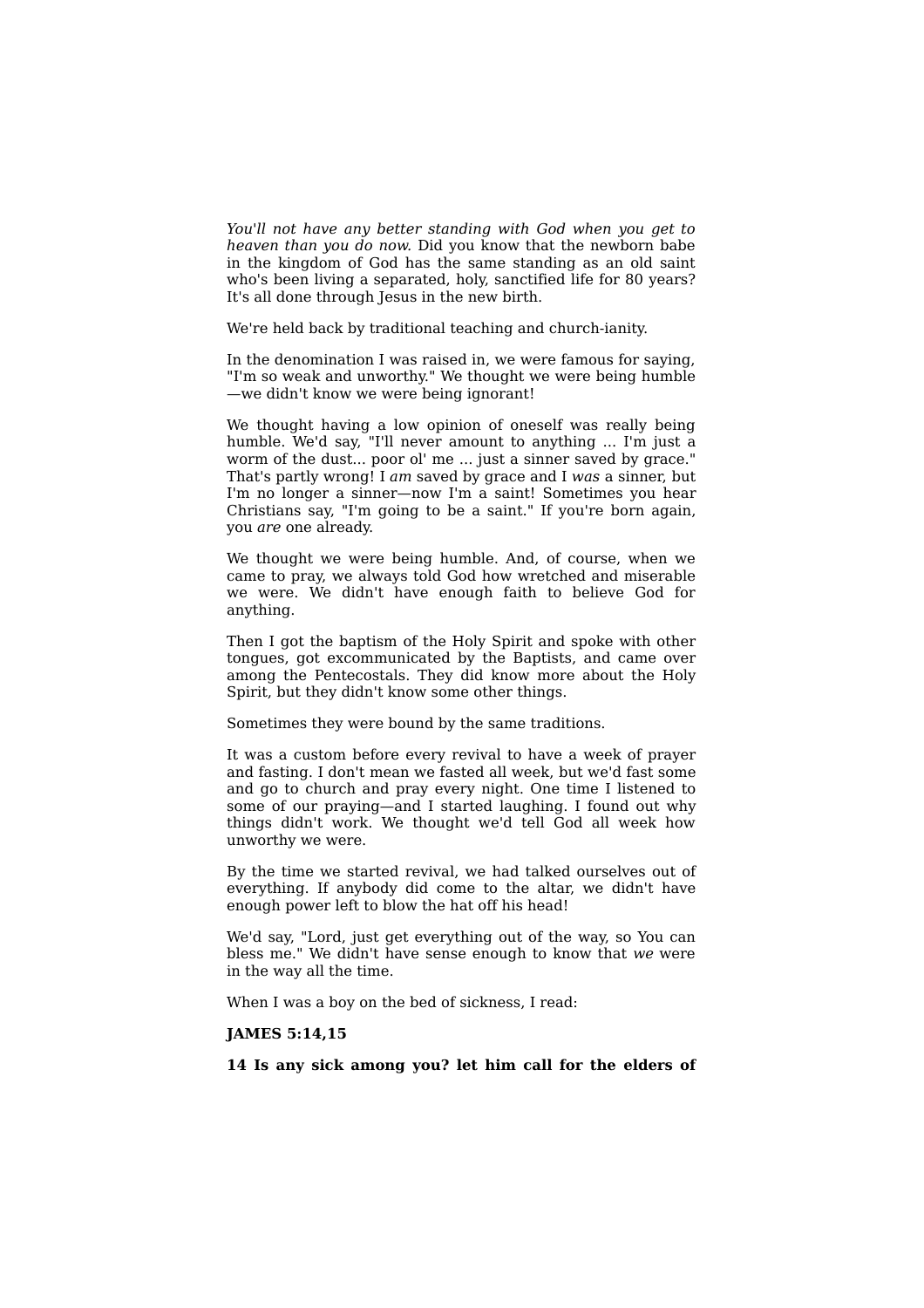*You'll not have any better standing with God when you get to heaven than you do now.* Did you know that the newborn babe in the kingdom of God has the same standing as an old saint who's been living a separated, holy, sanctified life for 80 years? It's all done through Jesus in the new birth.

We're held back by traditional teaching and church-ianity.

In the denomination I was raised in, we were famous for saying, "I'm so weak and unworthy." We thought we were being humble —we didn't know we were being ignorant!

We thought having a low opinion of oneself was really being humble. We'd say, "I'll never amount to anything ... I'm just a worm of the dust... poor ol' me ... just a sinner saved by grace." That's partly wrong! I *am* saved by grace and I *was* a sinner, but I'm no longer a sinner—now I'm a saint! Sometimes you hear Christians say, "I'm going to be a saint." If you're born again, you *are* one already.

We thought we were being humble. And, of course, when we came to pray, we always told God how wretched and miserable we were. We didn't have enough faith to believe God for anything.

Then I got the baptism of the Holy Spirit and spoke with other tongues, got excommunicated by the Baptists, and came over among the Pentecostals. They did know more about the Holy Spirit, but they didn't know some other things.

Sometimes they were bound by the same traditions.

It was a custom before every revival to have a week of prayer and fasting. I don't mean we fasted all week, but we'd fast some and go to church and pray every night. One time I listened to some of our praying—and I started laughing. I found out why things didn't work. We thought we'd tell God all week how unworthy we were.

By the time we started revival, we had talked ourselves out of everything. If anybody did come to the altar, we didn't have enough power left to blow the hat off his head!

We'd say, "Lord, just get everything out of the way, so You can bless me." We didn't have sense enough to know that *we* were in the way all the time.

When I was a boy on the bed of sickness, I read:

**JAMES 5:14,15**

**14 Is any sick among you? let him call for the elders of**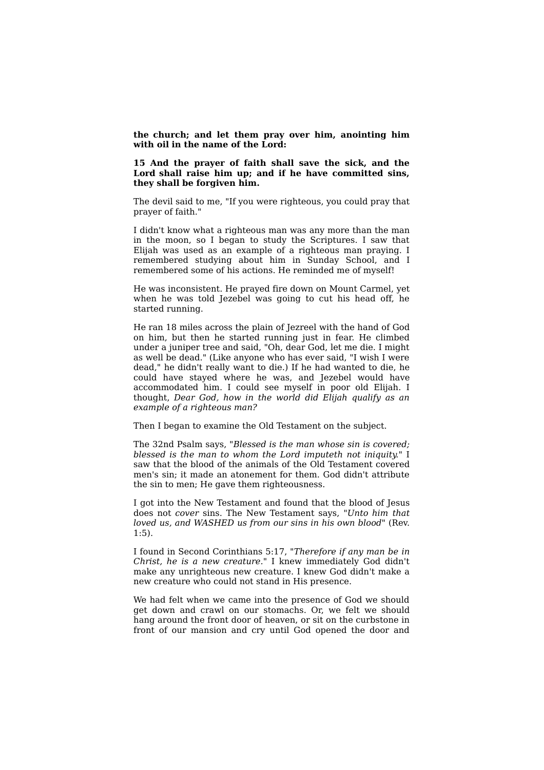**the church; and let them pray over him, anointing him with oil in the name of the Lord:**

**15 And the prayer of faith shall save the sick, and the Lord shall raise him up; and if he have committed sins, they shall be forgiven him.**

The devil said to me, "If you were righteous, you could pray that prayer of faith."

I didn't know what a righteous man was any more than the man in the moon, so I began to study the Scriptures. I saw that Elijah was used as an example of a righteous man praying. I remembered studying about him in Sunday School, and I remembered some of his actions. He reminded me of myself!

He was inconsistent. He prayed fire down on Mount Carmel, yet when he was told Jezebel was going to cut his head off, he started running.

He ran 18 miles across the plain of Jezreel with the hand of God on him, but then he started running just in fear. He climbed under a juniper tree and said, "Oh, dear God, let me die. I might as well be dead." (Like anyone who has ever said, "I wish I were dead," he didn't really want to die.) If he had wanted to die, he could have stayed where he was, and Jezebel would have accommodated him. I could see myself in poor old Elijah. I thought, *Dear God, how in the world did Elijah qualify as an example of a righteous man?*

Then I began to examine the Old Testament on the subject.

The 32nd Psalm says, "*Blessed is the man whose sin is covered; blessed is the man to whom the Lord imputeth not iniquity.*" I saw that the blood of the animals of the Old Testament covered men's sin; it made an atonement for them. God didn't attribute the sin to men; He gave them righteousness.

I got into the New Testament and found that the blood of Jesus does not *cover* sins. The New Testament says, "*Unto him that loved us, and WASHED us from our sins in his own blood*" (Rev. 1:5).

I found in Second Corinthians 5:17, "*Therefore if any man be in Christ, he is a new creature*." I knew immediately God didn't make any unrighteous new creature. I knew God didn't make a new creature who could not stand in His presence.

We had felt when we came into the presence of God we should get down and crawl on our stomachs. Or, we felt we should hang around the front door of heaven, or sit on the curbstone in front of our mansion and cry until God opened the door and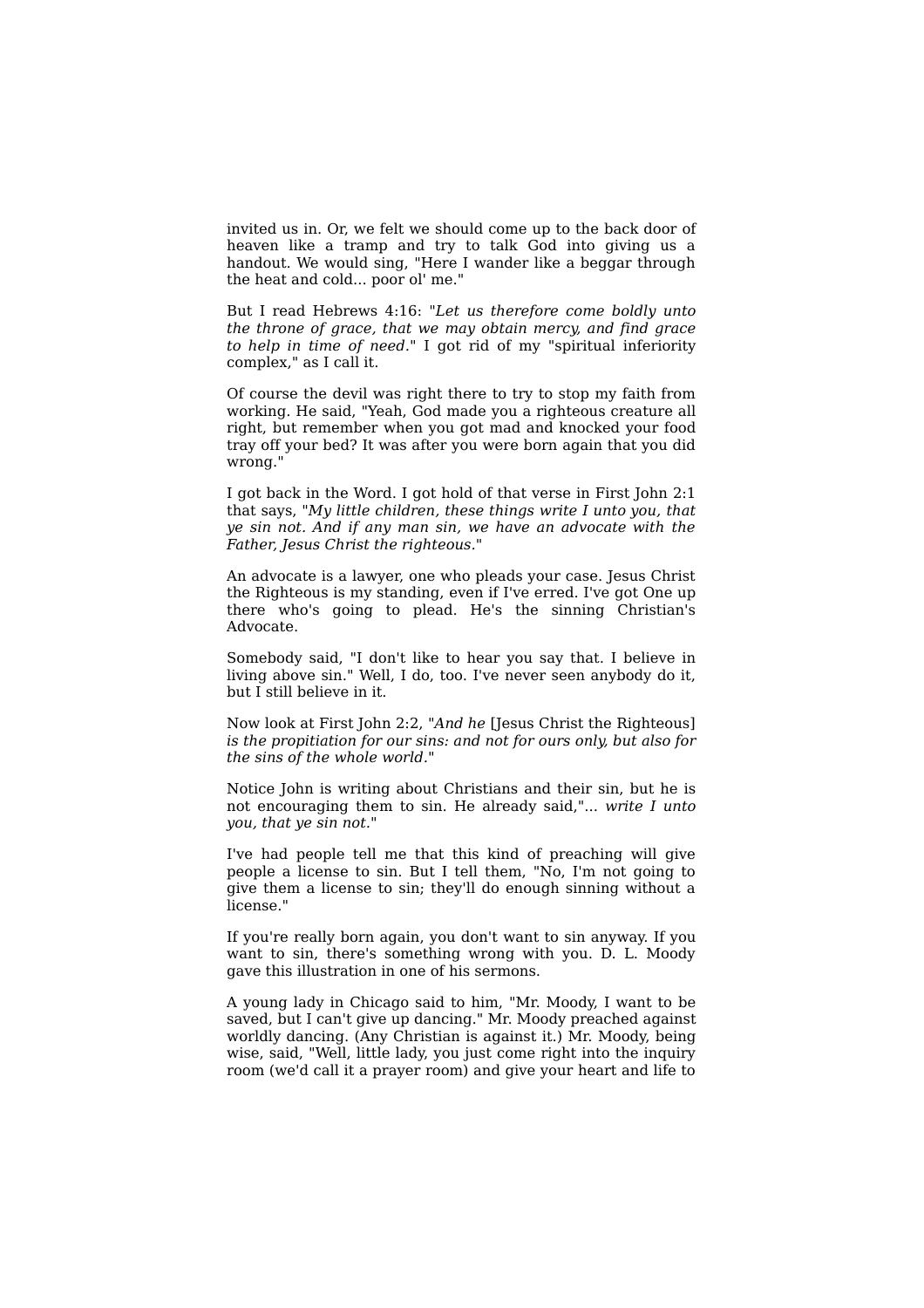invited us in. Or, we felt we should come up to the back door of heaven like a tramp and try to talk God into giving us a handout. We would sing, "Here I wander like a beggar through the heat and cold... poor ol' me."

But I read Hebrews 4:16: "*Let us therefore come boldly unto the throne of grace, that we may obtain mercy, and find grace to help in time of need*." I got rid of my "spiritual inferiority complex," as I call it.

Of course the devil was right there to try to stop my faith from working. He said, "Yeah, God made you a righteous creature all right, but remember when you got mad and knocked your food tray off your bed? It was after you were born again that you did wrong."

I got back in the Word. I got hold of that verse in First John 2:1 that says, "*My little children, these things write I unto you, that ye sin not. And if any man sin, we have an advocate with the Father, Jesus Christ the righteous.*"

An advocate is a lawyer, one who pleads your case. Jesus Christ the Righteous is my standing, even if I've erred. I've got One up there who's going to plead. He's the sinning Christian's Advocate.

Somebody said, "I don't like to hear you say that. I believe in living above sin." Well, I do, too. I've never seen anybody do it, but I still believe in it.

Now look at First John 2:2, "*And he* [Jesus Christ the Righteous] *is the propitiation for our sins: and not for ours only, but also for the sins of the whole world.*"

Notice John is writing about Christians and their sin, but he is not encouraging them to sin. He already said,"... *write I unto you, that ye sin not.*"

I've had people tell me that this kind of preaching will give people a license to sin. But I tell them, "No, I'm not going to give them a license to sin; they'll do enough sinning without a license."

If you're really born again, you don't want to sin anyway. If you want to sin, there's something wrong with you. D. L. Moody gave this illustration in one of his sermons.

A young lady in Chicago said to him, "Mr. Moody, I want to be saved, but I can't give up dancing." Mr. Moody preached against worldly dancing. (Any Christian is against it.) Mr. Moody, being wise, said, "Well, little lady, you just come right into the inquiry room (we'd call it a prayer room) and give your heart and life to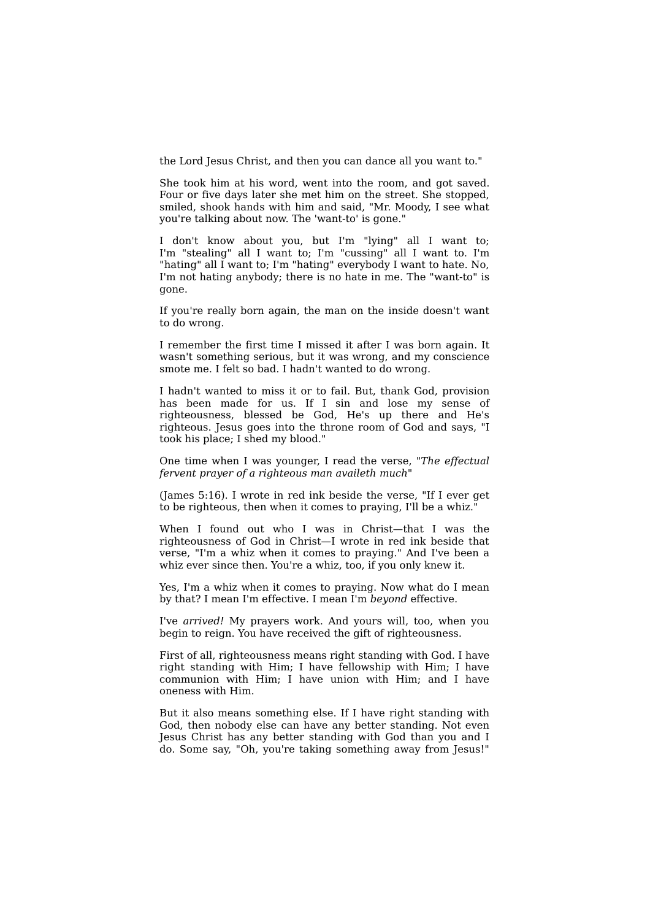the Lord Jesus Christ, and then you can dance all you want to."

She took him at his word, went into the room, and got saved. Four or five days later she met him on the street. She stopped, smiled, shook hands with him and said, "Mr. Moody, I see what you're talking about now. The 'want-to' is gone."

I don't know about you, but I'm "lying" all I want to; I'm "stealing" all I want to; I'm "cussing" all I want to. I'm "hating" all I want to; I'm "hating" everybody I want to hate. No, I'm not hating anybody; there is no hate in me. The "want-to" is gone.

If you're really born again, the man on the inside doesn't want to do wrong.

I remember the first time I missed it after I was born again. It wasn't something serious, but it was wrong, and my conscience smote me. I felt so bad. I hadn't wanted to do wrong.

I hadn't wanted to miss it or to fail. But, thank God, provision has been made for us. If I sin and lose my sense of righteousness, blessed be God, He's up there and He's righteous. Jesus goes into the throne room of God and says, "I took his place; I shed my blood."

One time when I was younger, I read the verse, "*The effectual fervent prayer of a righteous man availeth much*"

(James 5:16). I wrote in red ink beside the verse, "If I ever get to be righteous, then when it comes to praying, I'll be a whiz."

When I found out who I was in Christ—that I was the righteousness of God in Christ—I wrote in red ink beside that verse, "I'm a whiz when it comes to praying." And I've been a whiz ever since then. You're a whiz, too, if you only knew it.

Yes, I'm a whiz when it comes to praying. Now what do I mean by that? I mean I'm effective. I mean I'm *beyond* effective.

I've *arrived!* My prayers work. And yours will, too, when you begin to reign. You have received the gift of righteousness.

First of all, righteousness means right standing with God. I have right standing with Him; I have fellowship with Him; I have communion with Him; I have union with Him; and I have oneness with Him.

But it also means something else. If I have right standing with God, then nobody else can have any better standing. Not even Jesus Christ has any better standing with God than you and I do. Some say, "Oh, you're taking something away from Jesus!"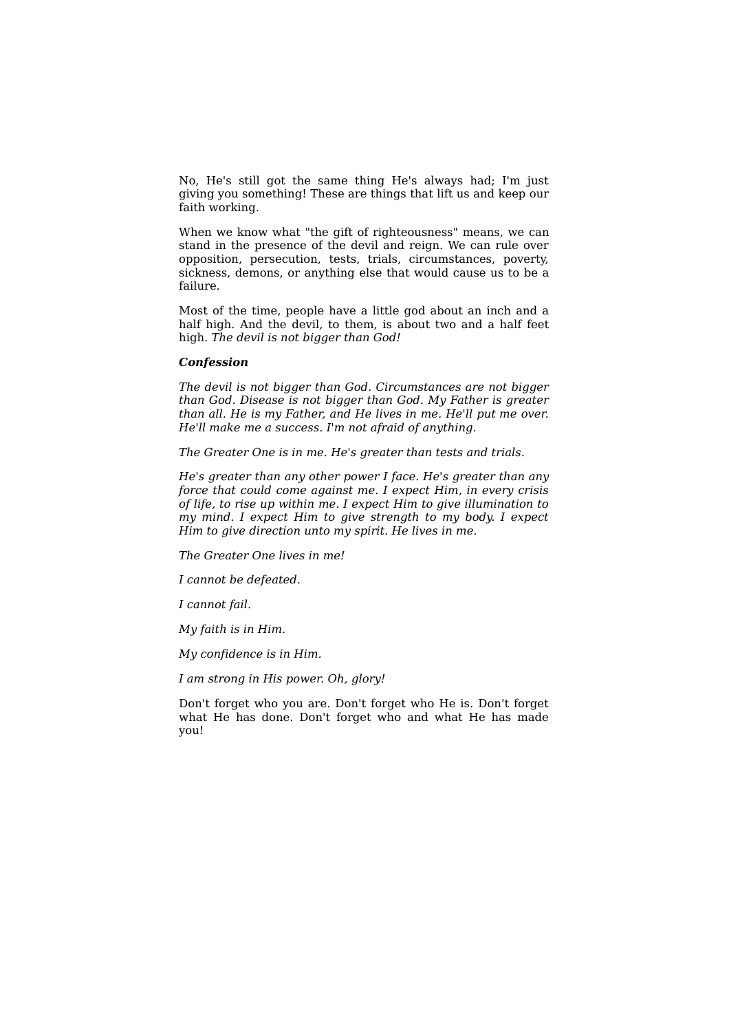No, He's still got the same thing He's always had; I'm just giving you something! These are things that lift us and keep our faith working.

When we know what "the gift of righteousness" means, we can stand in the presence of the devil and reign. We can rule over opposition, persecution, tests, trials, circumstances, poverty, sickness, demons, or anything else that would cause us to be a failure.

Most of the time, people have a little god about an inch and a half high. And the devil, to them, is about two and a half feet high. *The devil is not bigger than God!*

***Confession***

*The devil is not bigger than God. Circumstances are not bigger than God. Disease is not bigger than God. My Father is greater than all. He is my Father, and He lives in me. He'll put me over. He'll make me a success. I'm not afraid of anything.*

*The Greater One is in me. He's greater than tests and trials.*

*He's greater than any other power I face. He's greater than any force that could come against me. I expect Him, in every crisis of life, to rise up within me. I expect Him to give illumination to my mind. I expect Him to give strength to my body. I expect Him to give direction unto my spirit. He lives in me.*

*The Greater One lives in me!*

*I cannot be defeated.*

*I cannot fail.*

*My faith is in Him.*

*My confidence is in Him.*

*I am strong in His power. Oh, glory!*

Don't forget who you are. Don't forget who He is. Don't forget what He has done. Don't forget who and what He has made you!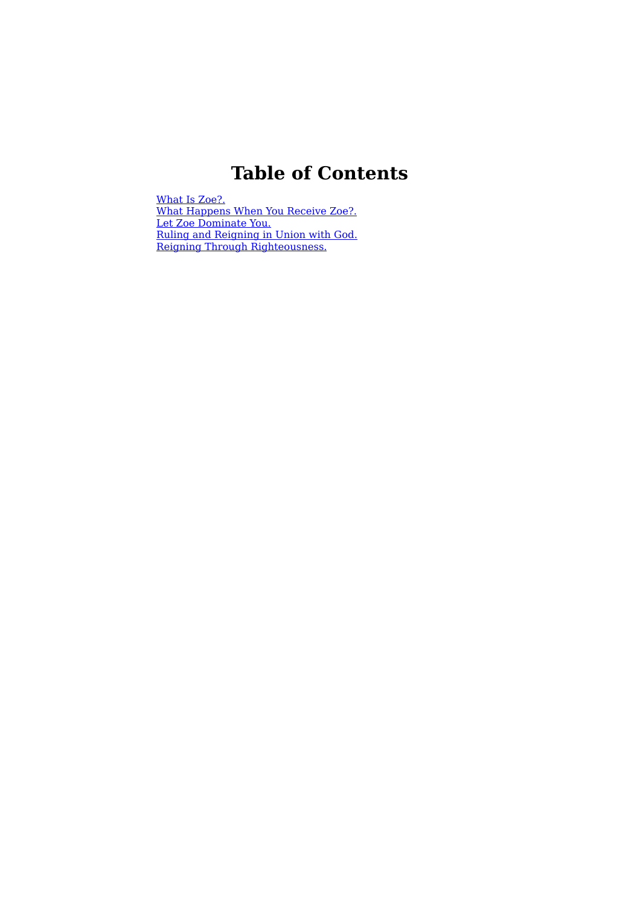# Table of Contents

What Is Zoe?.
What Happens When You Receive Zoe?.
Let Zoe Dominate You.
Ruling and Reigning in Union with God.
Reigning Through Righteousness.